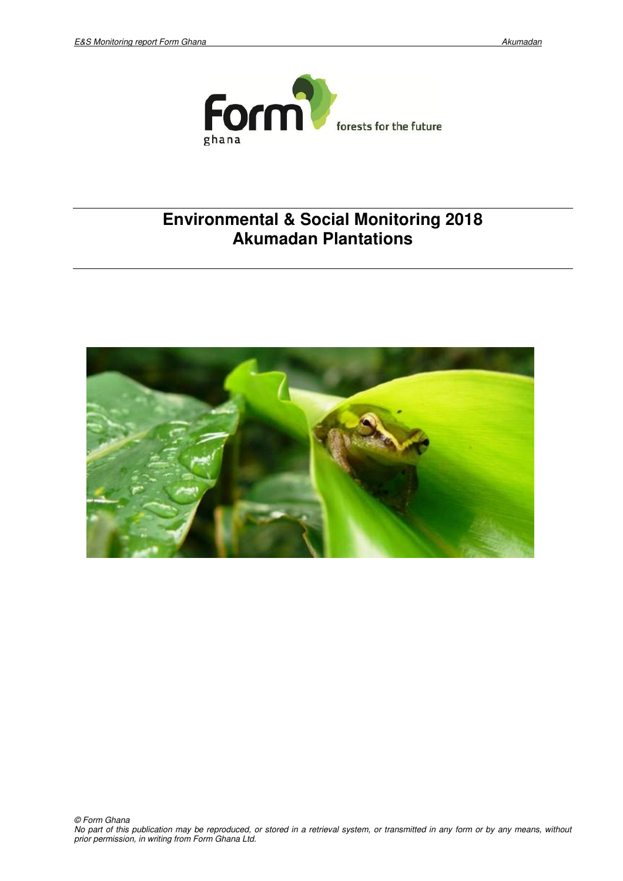# Environmental & Social Monitoring 2018
# Akumadan Plantations

© Form Ghana
*No part of this publication may be reproduced, or stored in a retrieval system, or transmitted in any form or by any means, without prior permission, in writing from Form Ghana Ltd.*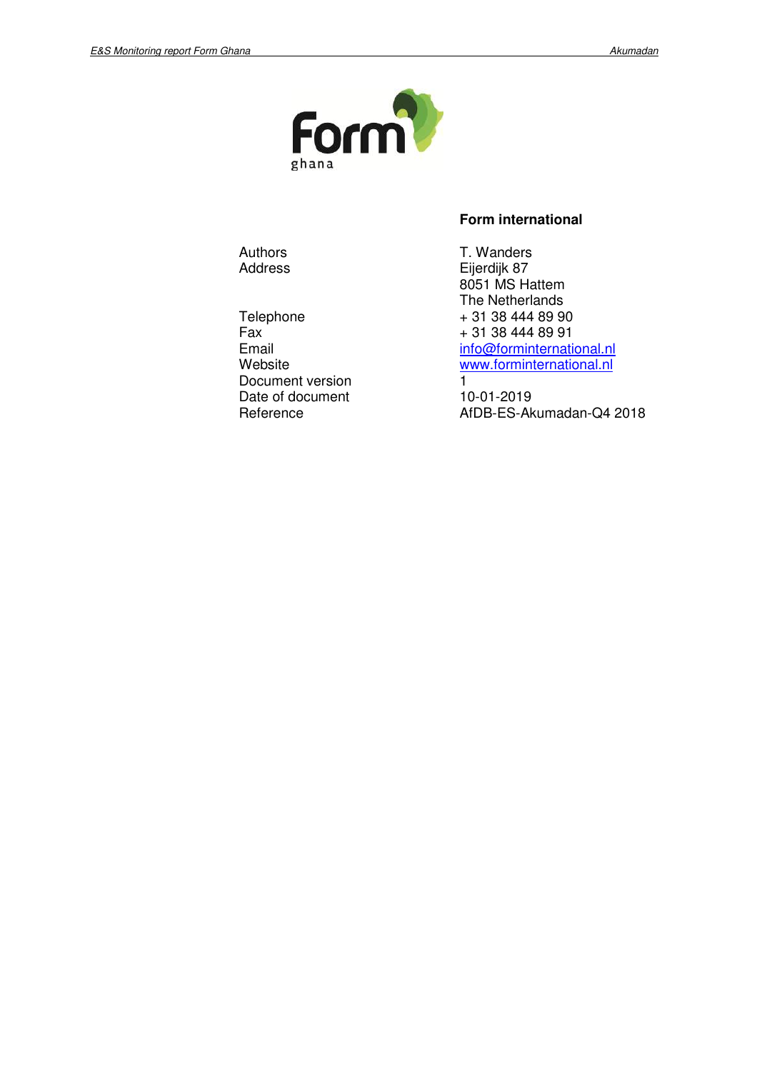Form ghana

**Form international**

| | |
|---|---|
| Authors | T. Wanders |
| Address | Eijerdijk 87 |
| | 8051 MS Hattem |
| | The Netherlands |
| Telephone | + 31 38 444 89 90 |
| Fax | + 31 38 444 89 91 |
| Email | info@forminternational.nl |
| Website | www.forminternational.nl |
| Document version | 1 |
| Date of document | 10-01-2019 |
| Reference | AfDB-ES-Akumadan-Q4 2018 |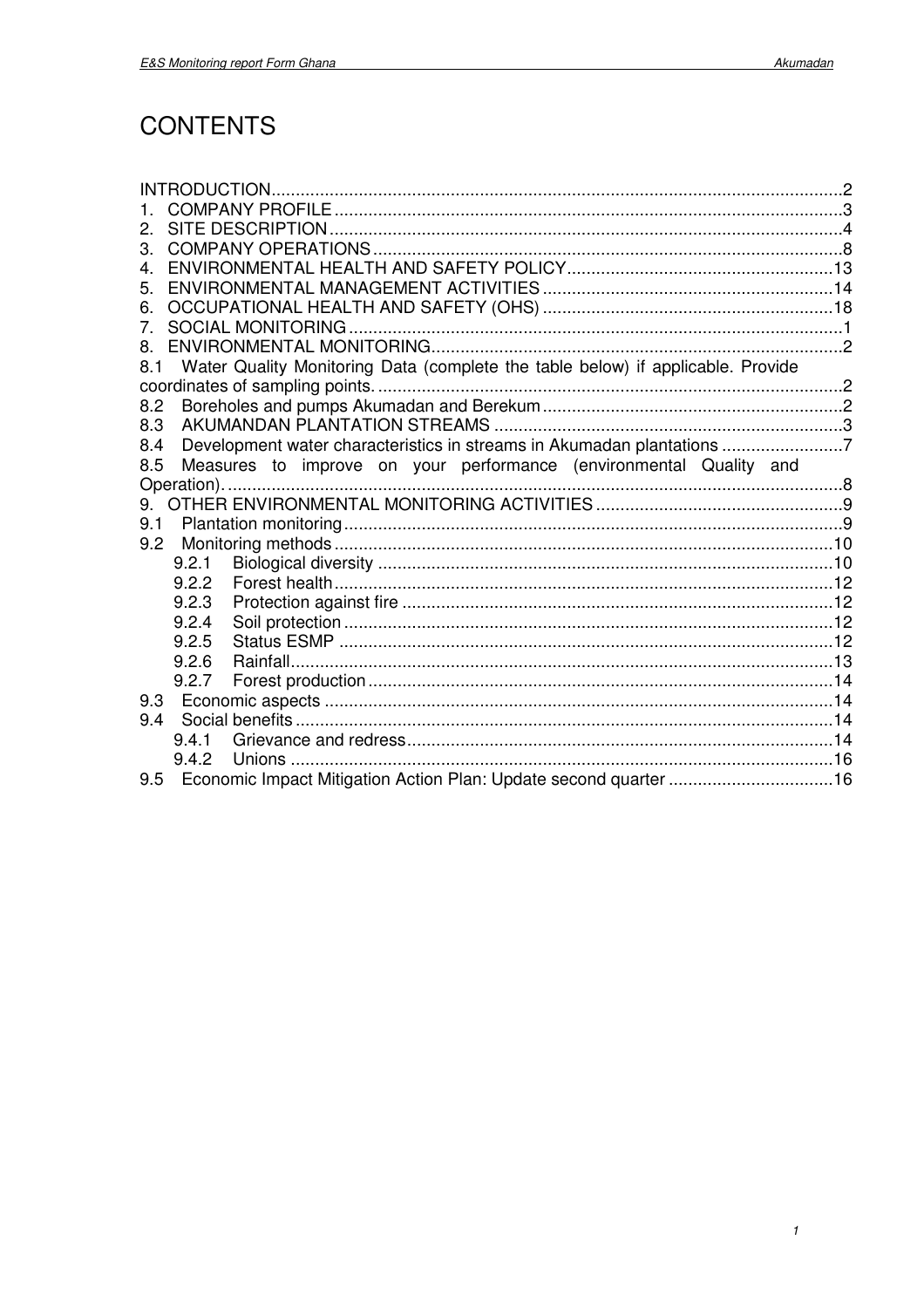# CONTENTS

INTRODUCTION.....................................................................................................................2
1. COMPANY PROFILE........................................................................................................3
2. SITE DESCRIPTION.........................................................................................................4
3. COMPANY OPERATIONS................................................................................................8
4. ENVIRONMENTAL HEALTH AND SAFETY POLICY.......................................................13
5. ENVIRONMENTAL MANAGEMENT ACTIVITIES............................................................14
6. OCCUPATIONAL HEALTH AND SAFETY (OHS)............................................................18
7. SOCIAL MONITORING.....................................................................................................1
8. ENVIRONMENTAL MONITORING....................................................................................2
8.1 Water Quality Monitoring Data (complete the table below) if applicable. Provide coordinates of sampling points................................................................................................2
8.2 Boreholes and pumps Akumadan and Berekum..............................................................2
8.3 AKUMANDAN PLANTATION STREAMS.......................................................................3
8.4 Development water characteristics in streams in Akumadan plantations.........................7
8.5 Measures to improve on your performance (environmental Quality and Operation)..............................................................................................................................8
9. OTHER ENVIRONMENTAL MONITORING ACTIVITIES...................................................9
9.1 Plantation monitoring......................................................................................................9
9.2 Monitoring methods.......................................................................................................10
9.2.1 Biological diversity.....................................................................................................10
9.2.2 Forest health.............................................................................................................12
9.2.3 Protection against fire.................................................................................................12
9.2.4 Soil protection............................................................................................................12
9.2.5 Status ESMP..............................................................................................................12
9.2.6 Rainfall.......................................................................................................................13
9.2.7 Forest production........................................................................................................14
9.3 Economic aspects.........................................................................................................14
9.4 Social benefits..............................................................................................................14
9.4.1 Grievance and redress................................................................................................14
9.4.2 Unions.......................................................................................................................16
9.5 Economic Impact Mitigation Action Plan: Update second quarter..................................16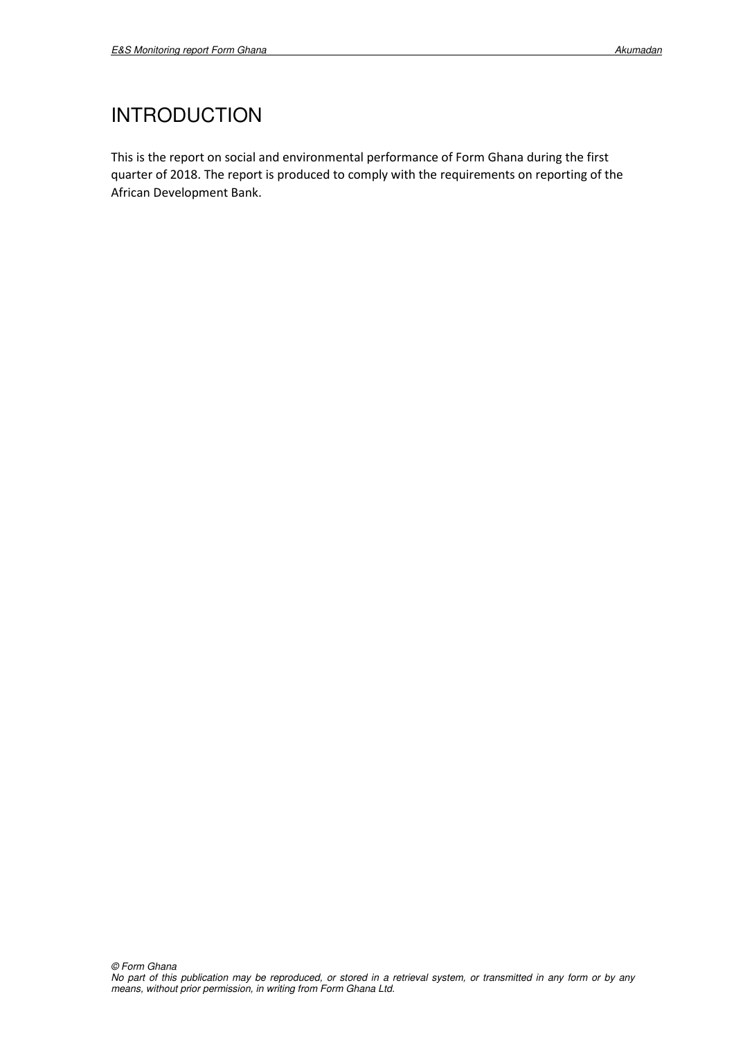# INTRODUCTION

This is the report on social and environmental performance of Form Ghana during the first quarter of 2018. The report is produced to comply with the requirements on reporting of the African Development Bank.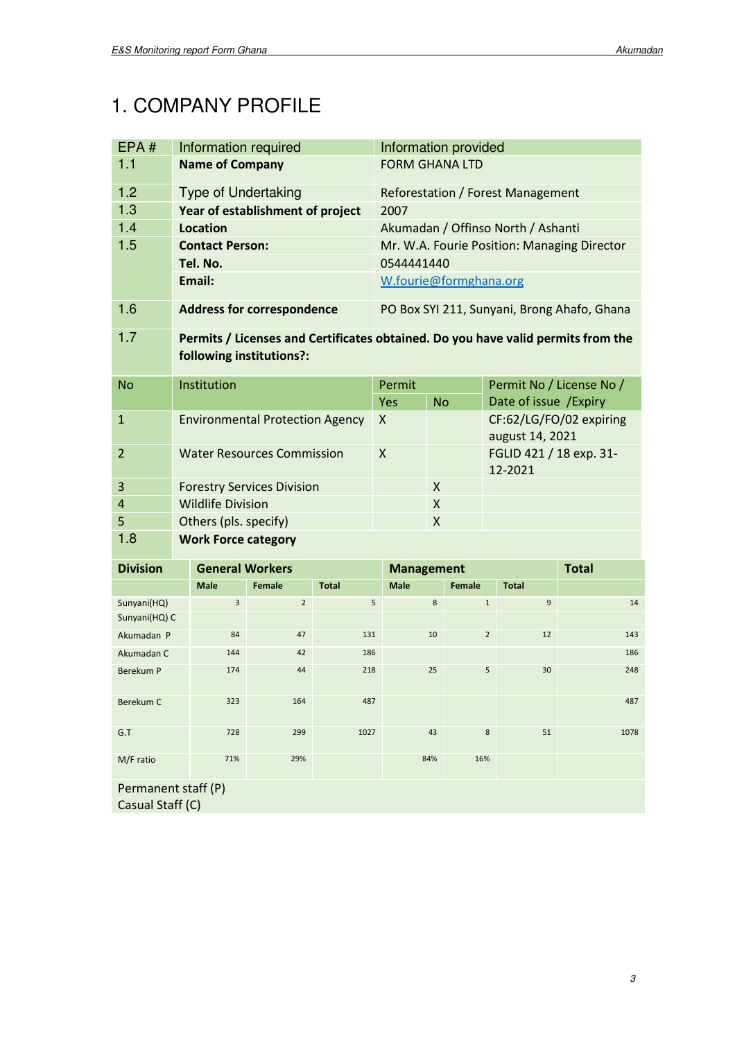# 1. COMPANY PROFILE

| EPA # | Information required | Information provided | | |
|---|---|---|---|---|
| 1.1 | **Name of Company** | FORM GHANA LTD | | |
| 1.2 | Type of Undertaking | Reforestation / Forest Management | | |
| 1.3 | **Year of establishment of project** | 2007 | | |
| 1.4 | **Location** | Akumadan / Offinso North / Ashanti | | |
| 1.5 | **Contact Person:** | Mr. W.A. Fourie Position: Managing Director | | |
| | **Tel. No.** | 0544441440 | | |
| | **Email:** | W.fourie@formghana.org | | |
| 1.6 | **Address for correspondence** | PO Box SYI 211, Sunyani, Brong Ahafo, Ghana | | |
| 1.7 | **Permits / Licenses and Certificates obtained. Do you have valid permits from the following institutions?:** | | | |
| No | Institution | Permit | | Permit No / License No / Date of issue /Expiry |
| | | Yes | No | |
| 1 | Environmental Protection Agency | X | | CF:62/LG/FO/02 expiring august 14, 2021 |
| 2 | Water Resources Commission | X | | FGLID 421 / 18 exp. 31-12-2021 |
| 3 | Forestry Services Division | | X | |
| 4 | Wildlife Division | | X | |
| 5 | Others (pls. specify) | | X | |
| 1.8 | **Work Force category** | | | |

| **Division** | **General Workers** | | | **Management** | | | **Total** |
|---|---|---|---|---|---|---|---|
| | **Male** | **Female** | **Total** | **Male** | **Female** | **Total** | |
| Sunyani(HQ) | 3 | 2 | 5 | 8 | 1 | 9 | 14 |
| Sunyani(HQ) C | | | | | | | |
| Akumadan P | 84 | 47 | 131 | 10 | 2 | 12 | 143 |
| Akumadan C | 144 | 42 | 186 | | | | 186 |
| Berekum P | 174 | 44 | 218 | 25 | 5 | 30 | 248 |
| Berekum C | 323 | 164 | 487 | | | | 487 |
| G.T | 728 | 299 | 1027 | 43 | 8 | 51 | 1078 |
| M/F ratio | 71% | 29% | | 84% | 16% | | |

Permanent staff (P)
Casual Staff (C)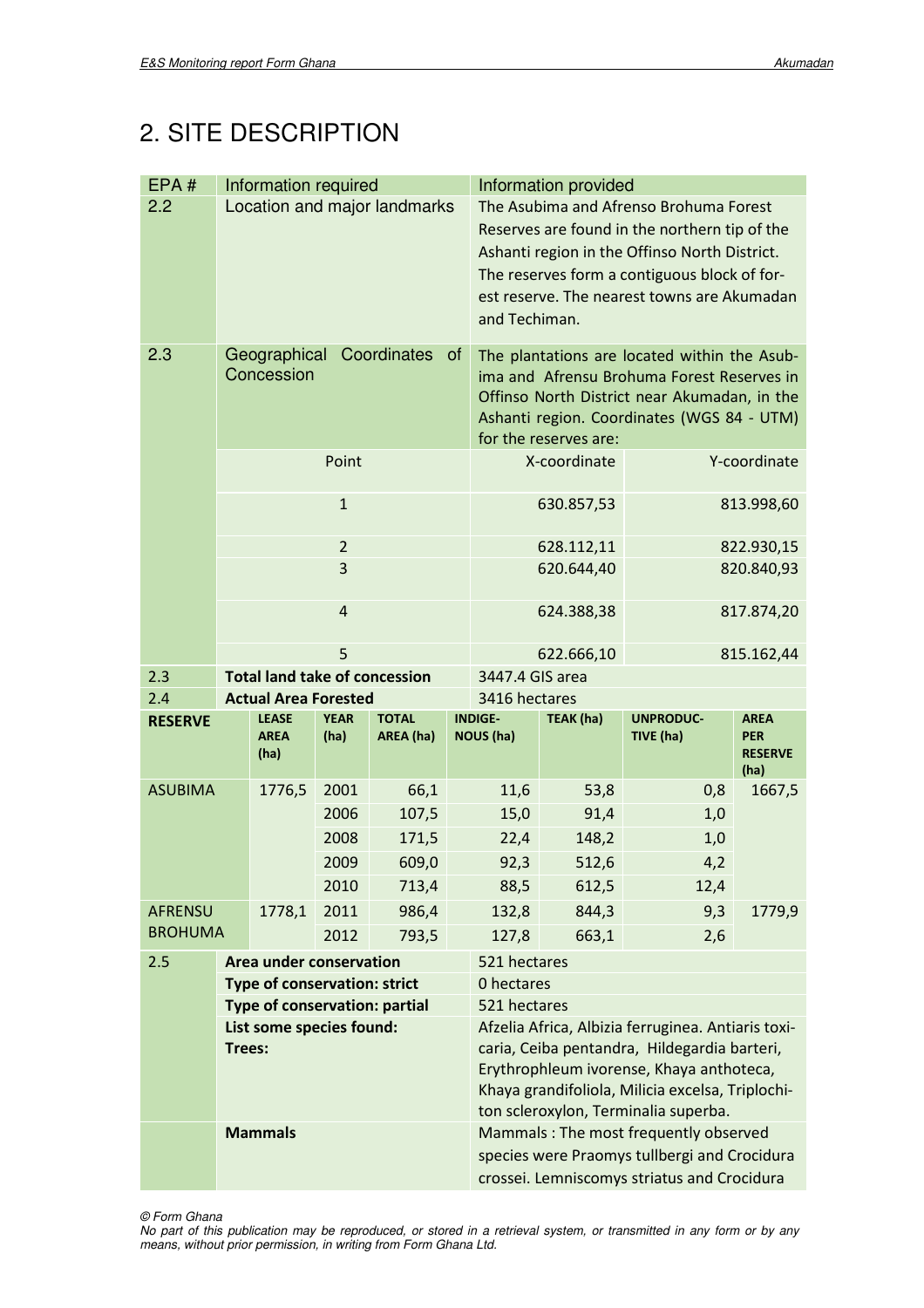# 2. SITE DESCRIPTION

| EPA # | Information required | Information provided |
|---|---|---|
| 2.2 | Location and major landmarks | The Asubima and Afrenso Brohuma Forest Reserves are found in the northern tip of the Ashanti region in the Offinso North District. The reserves form a contiguous block of forest reserve. The nearest towns are Akumadan and Techiman. |
| 2.3 | Geographical Coordinates of Concession | The plantations are located within the Asubima and Afrensu Brohuma Forest Reserves in Offinso North District near Akumadan, in the Ashanti region. Coordinates (WGS 84 - UTM) for the reserves are: |

| Point | X-coordinate | Y-coordinate |
|---|---|---|
| 1 | 630.857,53 | 813.998,60 |
| 2 | 628.112,11 | 822.930,15 |
| 3 | 620.644,40 | 820.840,93 |
| 4 | 624.388,38 | 817.874,20 |
| 5 | 622.666,10 | 815.162,44 |

| EPA # | Information required | Information provided |
|---|---|---|
| 2.3 | **Total land take of concession** | 3447.4 GIS area |
| 2.4 | **Actual Area Forested** | 3416 hectares |

| RESERVE | LEASE AREA (ha) | YEAR (ha) | TOTAL AREA (ha) | INDIGENOUS (ha) | TEAK (ha) | UNPRODUCTIVE (ha) | AREA PER RESERVE (ha) |
|---|---|---|---|---|---|---|---|
| ASUBIMA | 1776,5 | 2001 | 66,1 | 11,6 | 53,8 | 0,8 | 1667,5 |
| | | 2006 | 107,5 | 15,0 | 91,4 | 1,0 | |
| | | 2008 | 171,5 | 22,4 | 148,2 | 1,0 | |
| | | 2009 | 609,0 | 92,3 | 512,6 | 4,2 | |
| | | 2010 | 713,4 | 88,5 | 612,5 | 12,4 | |
| AFRENSU BROHUMA | 1778,1 | 2011 | 986,4 | 132,8 | 844,3 | 9,3 | 1779,9 |
| | | 2012 | 793,5 | 127,8 | 663,1 | 2,6 | |

| EPA # | Information required | Information provided |
|---|---|---|
| 2.5 | **Area under conservation** | 521 hectares |
| | **Type of conservation: strict** | 0 hectares |
| | **Type of conservation: partial** | 521 hectares |
| | **List some species found:** **Trees:** | Afzelia Africa, Albizia ferruginea. Antiaris toxicaria, Ceiba pentandra, Hildegardia barteri, Erythrophleum ivorense, Khaya anthoteca, Khaya grandifoliola, Milicia excelsa, Triplochiton scleroxylon, Terminalia superba. |
| | **Mammals** | Mammals : The most frequently observed species were Praomys tullbergi and Crocidura crossei. Lemniscomys striatus and Crocidura |

© Form Ghana
No part of this publication may be reproduced, or stored in a retrieval system, or transmitted in any form or by any means, without prior permission, in writing from Form Ghana Ltd.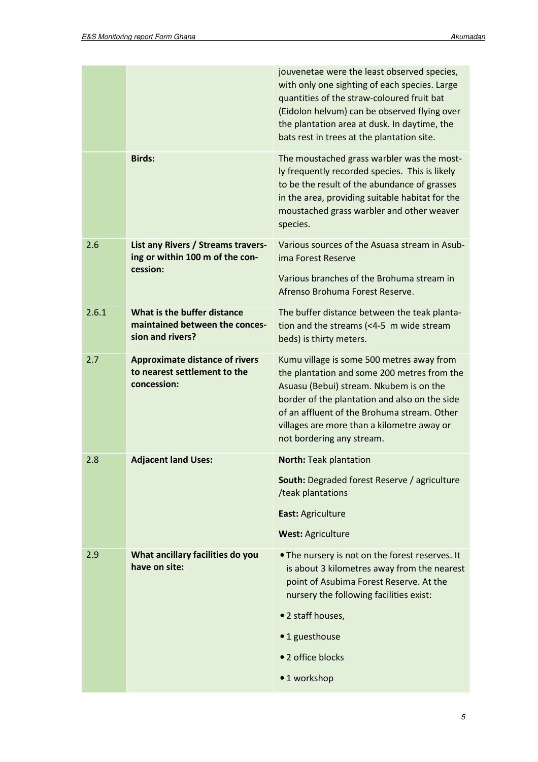| | | |
|---|---|---|
| | | jouvenetae were the least observed species, with only one sighting of each species. Large quantities of the straw-coloured fruit bat (Eidolon helvum) can be observed flying over the plantation area at dusk. In daytime, the bats rest in trees at the plantation site. |
| | **Birds:** | The moustached grass warbler was the mostly frequently recorded species. This is likely to be the result of the abundance of grasses in the area, providing suitable habitat for the moustached grass warbler and other weaver species. |
| 2.6 | **List any Rivers / Streams traversing or within 100 m of the concession:** | Various sources of the Asuasa stream in Asubima Forest Reserve<br><br>Various branches of the Brohuma stream in Afrenso Brohuma Forest Reserve. |
| 2.6.1 | **What is the buffer distance maintained between the concession and rivers?** | The buffer distance between the teak plantation and the streams (<4-5 m wide stream beds) is thirty meters. |
| 2.7 | **Approximate distance of rivers to nearest settlement to the concession:** | Kumu village is some 500 metres away from the plantation and some 200 metres from the Asuasu (Bebui) stream. Nkubem is on the border of the plantation and also on the side of an affluent of the Brohuma stream. Other villages are more than a kilometre away or not bordering any stream. |
| 2.8 | **Adjacent land Uses:** | **North:** Teak plantation<br><br>**South:** Degraded forest Reserve / agriculture /teak plantations<br><br>**East:** Agriculture<br><br>**West:** Agriculture |
| 2.9 | **What ancillary facilities do you have on site:** | • The nursery is not on the forest reserves. It is about 3 kilometres away from the nearest point of Asubima Forest Reserve. At the nursery the following facilities exist:<br><br>• 2 staff houses,<br><br>• 1 guesthouse<br><br>• 2 office blocks<br><br>• 1 workshop |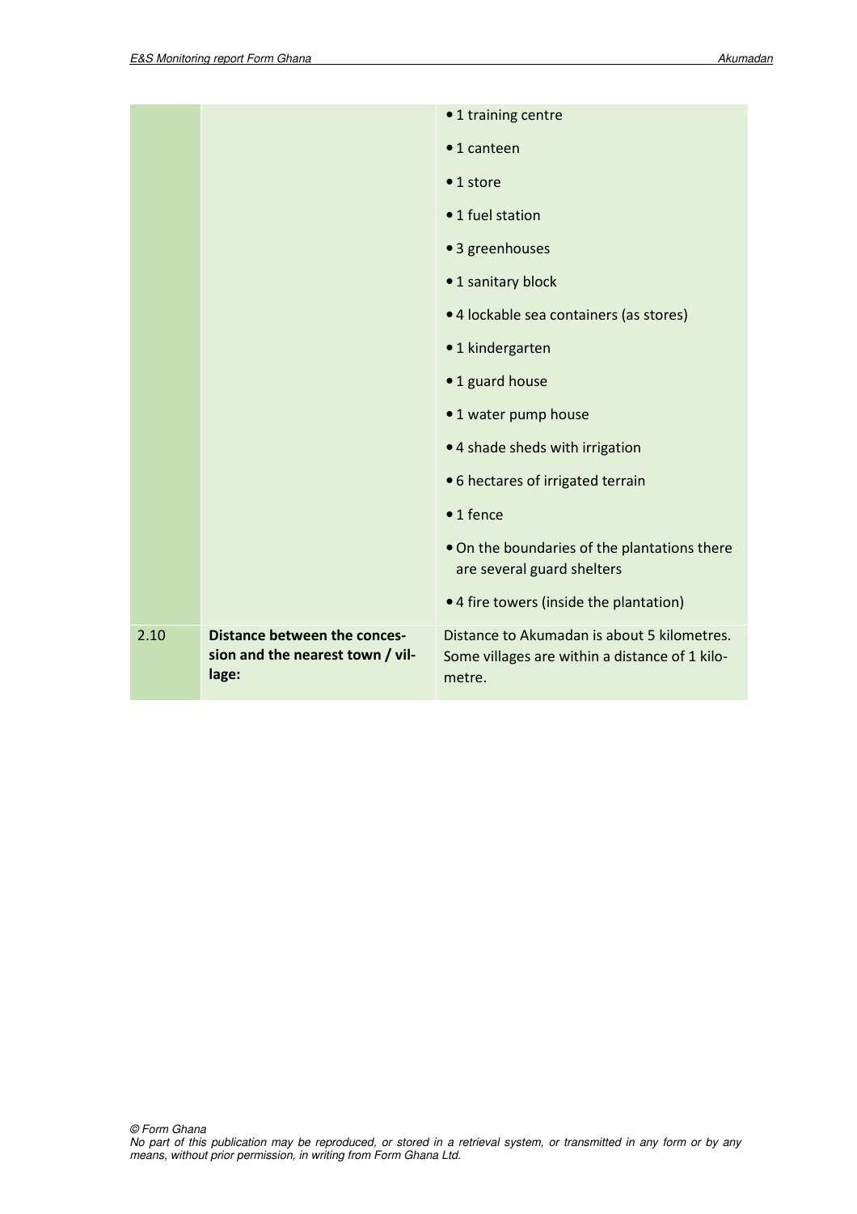| | | |
|---|---|---|
| | | • 1 training centre<br>• 1 canteen<br>• 1 store<br>• 1 fuel station<br>• 3 greenhouses<br>• 1 sanitary block<br>• 4 lockable sea containers (as stores)<br>• 1 kindergarten<br>• 1 guard house<br>• 1 water pump house<br>• 4 shade sheds with irrigation<br>• 6 hectares of irrigated terrain<br>• 1 fence<br>• On the boundaries of the plantations there are several guard shelters<br>• 4 fire towers (inside the plantation) |
| 2.10 | **Distance between the concession and the nearest town / village:** | Distance to Akumadan is about 5 kilometres. Some villages are within a distance of 1 kilometre. |

© Form Ghana
*No part of this publication may be reproduced, or stored in a retrieval system, or transmitted in any form or by any means, without prior permission, in writing from Form Ghana Ltd.*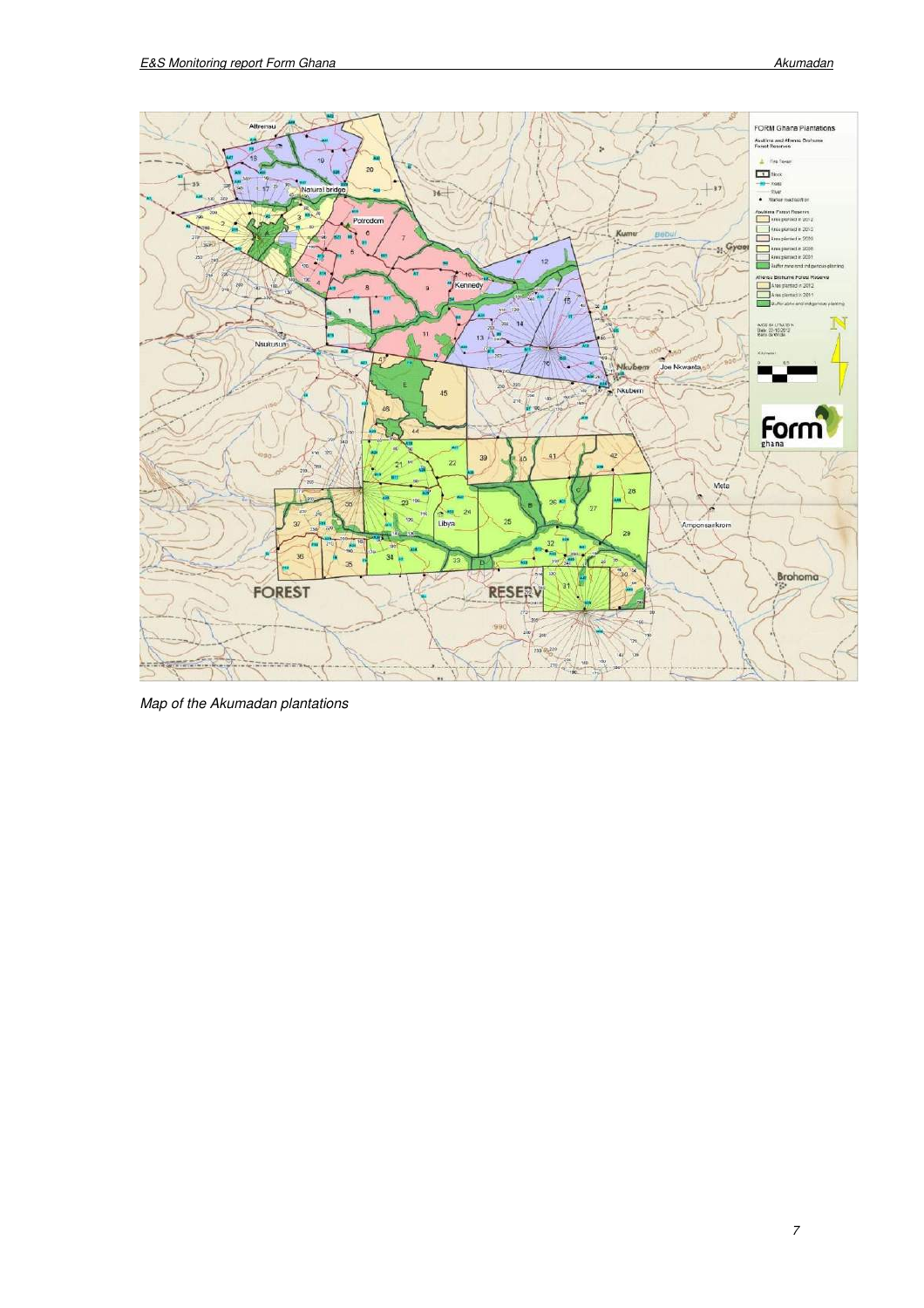*Map of the Akumadan plantations*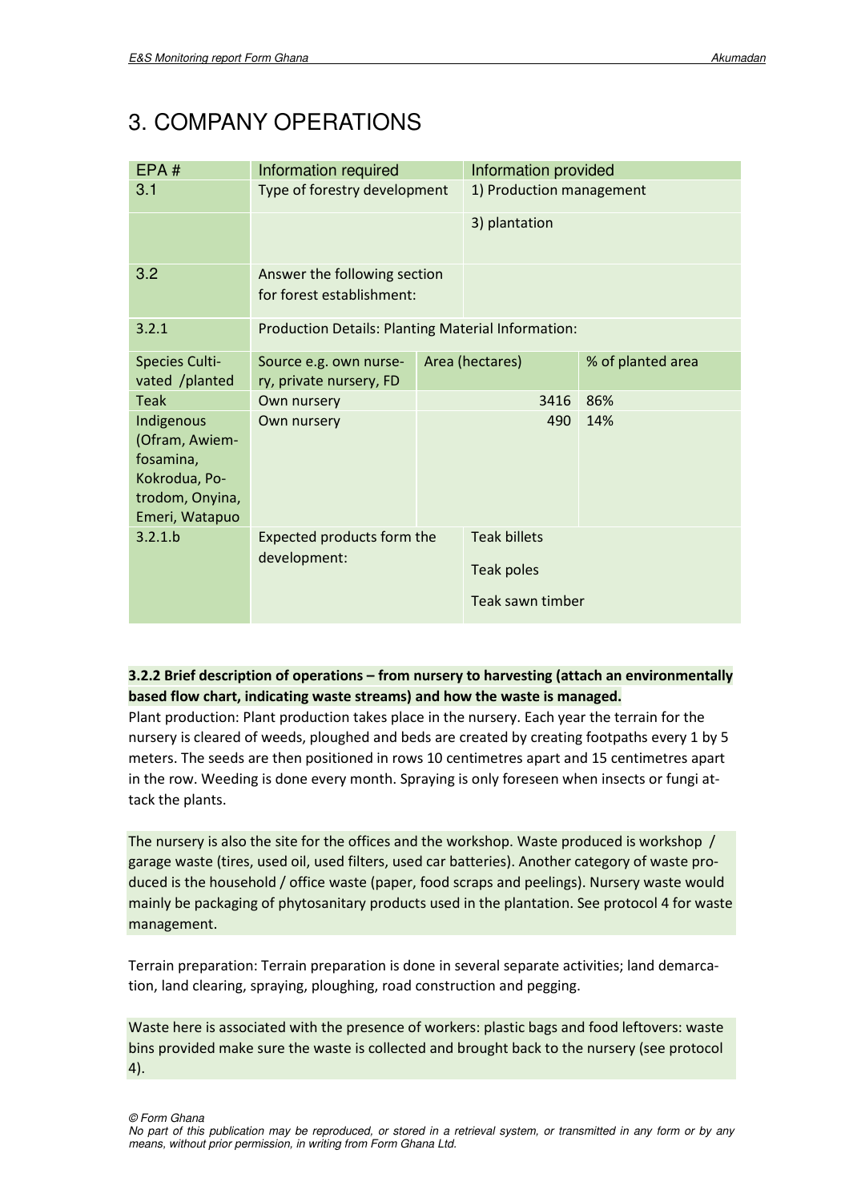# 3. COMPANY OPERATIONS

| EPA # | Information required | | Information provided |
|---|---|---|---|
| 3.1 | Type of forestry development | | 1) Production management<br><br>3) plantation |
| 3.2 | Answer the following section for forest establishment: | | |
| 3.2.1 | Production Details: Planting Material Information: | | |
| Species Cultivated /planted | Source e.g. own nursery, private nursery, FD | Area (hectares) | % of planted area |
| Teak | Own nursery | 3416 | 86% |
| Indigenous (Ofram, Awiemfosamina, Kokrodua, Potrodom, Onyina, Emeri, Watapuo | Own nursery | 490 | 14% |
| 3.2.1.b | Expected products form the development: | | Teak billets<br><br>Teak poles<br><br>Teak sawn timber |

**3.2.2 Brief description of operations – from nursery to harvesting (attach an environmentally based flow chart, indicating waste streams) and how the waste is managed.**

Plant production: Plant production takes place in the nursery. Each year the terrain for the nursery is cleared of weeds, ploughed and beds are created by creating footpaths every 1 by 5 meters. The seeds are then positioned in rows 10 centimetres apart and 15 centimetres apart in the row. Weeding is done every month. Spraying is only foreseen when insects or fungi attack the plants.

The nursery is also the site for the offices and the workshop. Waste produced is workshop / garage waste (tires, used oil, used filters, used car batteries). Another category of waste produced is the household / office waste (paper, food scraps and peelings). Nursery waste would mainly be packaging of phytosanitary products used in the plantation. See protocol 4 for waste management.

Terrain preparation: Terrain preparation is done in several separate activities; land demarcation, land clearing, spraying, ploughing, road construction and pegging.

Waste here is associated with the presence of workers: plastic bags and food leftovers: waste bins provided make sure the waste is collected and brought back to the nursery (see protocol 4).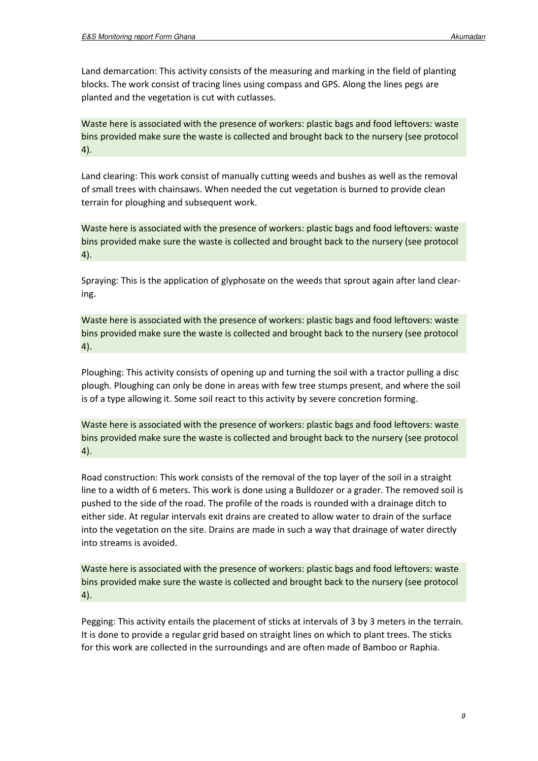Land demarcation: This activity consists of the measuring and marking in the field of planting blocks. The work consist of tracing lines using compass and GPS. Along the lines pegs are planted and the vegetation is cut with cutlasses.

Waste here is associated with the presence of workers: plastic bags and food leftovers: waste bins provided make sure the waste is collected and brought back to the nursery (see protocol 4).

Land clearing: This work consist of manually cutting weeds and bushes as well as the removal of small trees with chainsaws. When needed the cut vegetation is burned to provide clean terrain for ploughing and subsequent work.

Waste here is associated with the presence of workers: plastic bags and food leftovers: waste bins provided make sure the waste is collected and brought back to the nursery (see protocol 4).

Spraying: This is the application of glyphosate on the weeds that sprout again after land clearing.

Waste here is associated with the presence of workers: plastic bags and food leftovers: waste bins provided make sure the waste is collected and brought back to the nursery (see protocol 4).

Ploughing: This activity consists of opening up and turning the soil with a tractor pulling a disc plough. Ploughing can only be done in areas with few tree stumps present, and where the soil is of a type allowing it. Some soil react to this activity by severe concretion forming.

Waste here is associated with the presence of workers: plastic bags and food leftovers: waste bins provided make sure the waste is collected and brought back to the nursery (see protocol 4).

Road construction: This work consists of the removal of the top layer of the soil in a straight line to a width of 6 meters. This work is done using a Bulldozer or a grader. The removed soil is pushed to the side of the road. The profile of the roads is rounded with a drainage ditch to either side. At regular intervals exit drains are created to allow water to drain of the surface into the vegetation on the site. Drains are made in such a way that drainage of water directly into streams is avoided.

Waste here is associated with the presence of workers: plastic bags and food leftovers: waste bins provided make sure the waste is collected and brought back to the nursery (see protocol 4).

Pegging: This activity entails the placement of sticks at intervals of 3 by 3 meters in the terrain. It is done to provide a regular grid based on straight lines on which to plant trees. The sticks for this work are collected in the surroundings and are often made of Bamboo or Raphia.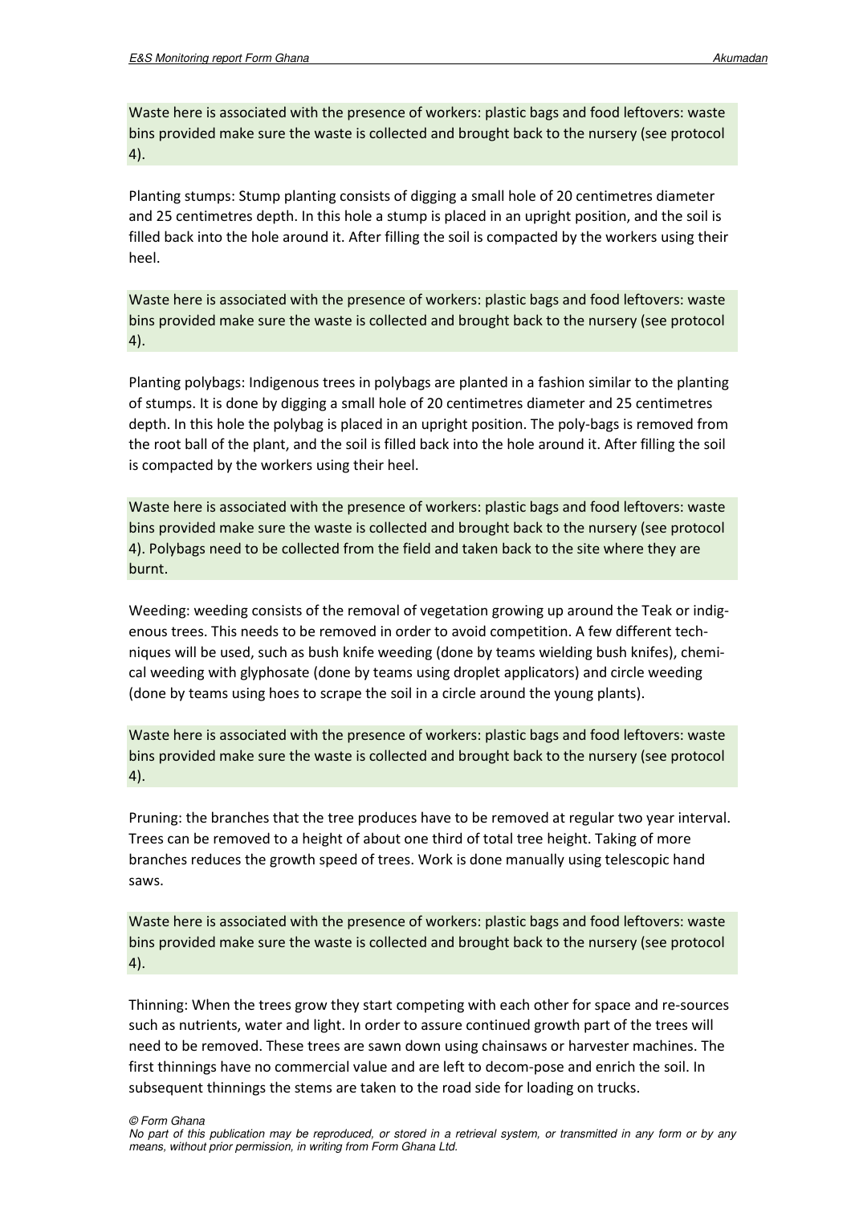Waste here is associated with the presence of workers: plastic bags and food leftovers: waste bins provided make sure the waste is collected and brought back to the nursery (see protocol 4).

Planting stumps: Stump planting consists of digging a small hole of 20 centimetres diameter and 25 centimetres depth. In this hole a stump is placed in an upright position, and the soil is filled back into the hole around it. After filling the soil is compacted by the workers using their heel.

Waste here is associated with the presence of workers: plastic bags and food leftovers: waste bins provided make sure the waste is collected and brought back to the nursery (see protocol 4).

Planting polybags: Indigenous trees in polybags are planted in a fashion similar to the planting of stumps. It is done by digging a small hole of 20 centimetres diameter and 25 centimetres depth. In this hole the polybag is placed in an upright position. The poly-bags is removed from the root ball of the plant, and the soil is filled back into the hole around it. After filling the soil is compacted by the workers using their heel.

Waste here is associated with the presence of workers: plastic bags and food leftovers: waste bins provided make sure the waste is collected and brought back to the nursery (see protocol 4). Polybags need to be collected from the field and taken back to the site where they are burnt.

Weeding: weeding consists of the removal of vegetation growing up around the Teak or indigenous trees. This needs to be removed in order to avoid competition. A few different techniques will be used, such as bush knife weeding (done by teams wielding bush knifes), chemical weeding with glyphosate (done by teams using droplet applicators) and circle weeding (done by teams using hoes to scrape the soil in a circle around the young plants).

Waste here is associated with the presence of workers: plastic bags and food leftovers: waste bins provided make sure the waste is collected and brought back to the nursery (see protocol 4).

Pruning: the branches that the tree produces have to be removed at regular two year interval. Trees can be removed to a height of about one third of total tree height. Taking of more branches reduces the growth speed of trees. Work is done manually using telescopic hand saws.

Waste here is associated with the presence of workers: plastic bags and food leftovers: waste bins provided make sure the waste is collected and brought back to the nursery (see protocol 4).

Thinning: When the trees grow they start competing with each other for space and re-sources such as nutrients, water and light. In order to assure continued growth part of the trees will need to be removed. These trees are sawn down using chainsaws or harvester machines. The first thinnings have no commercial value and are left to decom-pose and enrich the soil. In subsequent thinnings the stems are taken to the road side for loading on trucks.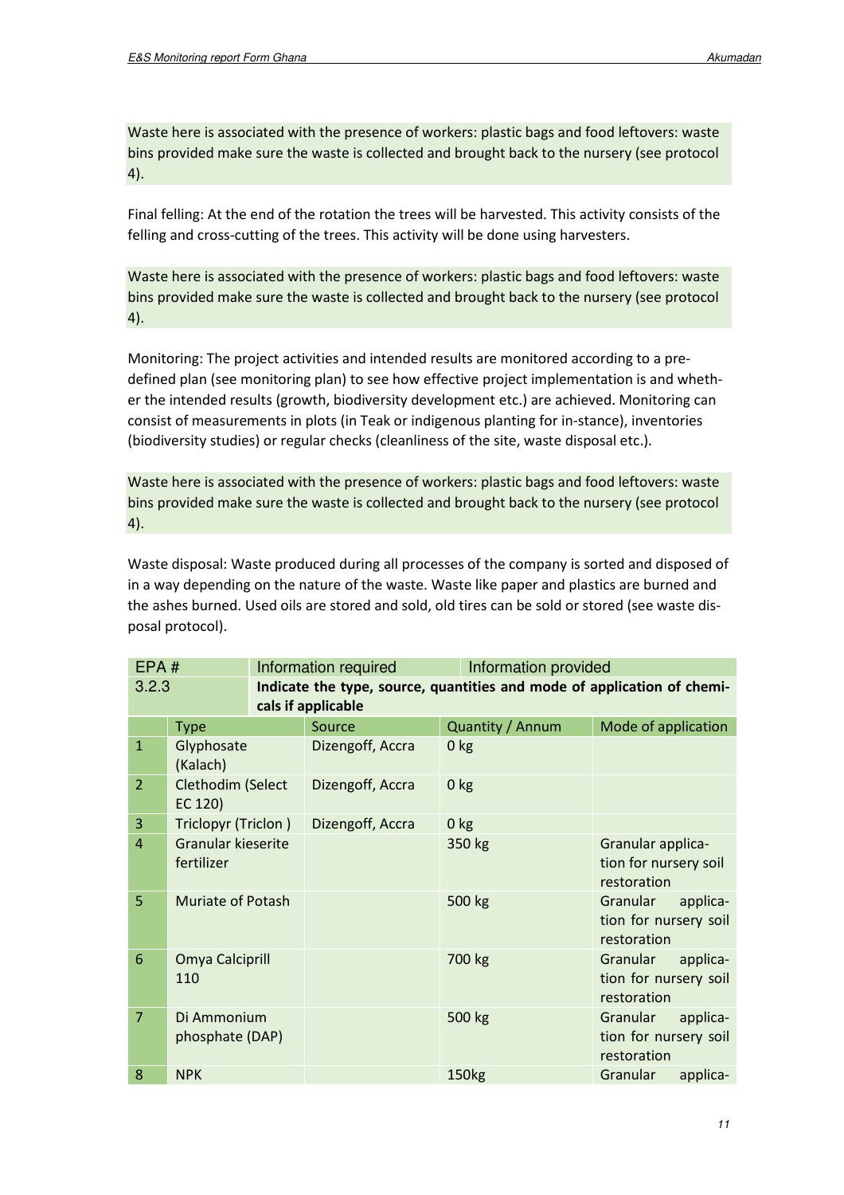Waste here is associated with the presence of workers: plastic bags and food leftovers: waste bins provided make sure the waste is collected and brought back to the nursery (see protocol 4).

Final felling: At the end of the rotation the trees will be harvested. This activity consists of the felling and cross-cutting of the trees. This activity will be done using harvesters.

Waste here is associated with the presence of workers: plastic bags and food leftovers: waste bins provided make sure the waste is collected and brought back to the nursery (see protocol 4).

Monitoring: The project activities and intended results are monitored according to a pre-defined plan (see monitoring plan) to see how effective project implementation is and whether the intended results (growth, biodiversity development etc.) are achieved. Monitoring can consist of measurements in plots (in Teak or indigenous planting for in-stance), inventories (biodiversity studies) or regular checks (cleanliness of the site, waste disposal etc.).

Waste here is associated with the presence of workers: plastic bags and food leftovers: waste bins provided make sure the waste is collected and brought back to the nursery (see protocol 4).

Waste disposal: Waste produced during all processes of the company is sorted and disposed of in a way depending on the nature of the waste. Waste like paper and plastics are burned and the ashes burned. Used oils are stored and sold, old tires can be sold or stored (see waste disposal protocol).

| EPA # | Information required | | Information provided | |
|---|---|---|---|---|
| 3.2.3 | **Indicate the type, source, quantities and mode of application of chemicals if applicable** | | | |
| | Type | Source | Quantity / Annum | Mode of application |
| 1 | Glyphosate (Kalach) | Dizengoff, Accra | 0 kg | |
| 2 | Clethodim (Select EC 120) | Dizengoff, Accra | 0 kg | |
| 3 | Triclopyr (Triclon ) | Dizengoff, Accra | 0 kg | |
| 4 | Granular kieserite fertilizer | | 350 kg | Granular application for nursery soil restoration |
| 5 | Muriate of Potash | | 500 kg | Granular application for nursery soil restoration |
| 6 | Omya Calciprill 110 | | 700 kg | Granular application for nursery soil restoration |
| 7 | Di Ammonium phosphate (DAP) | | 500 kg | Granular application for nursery soil restoration |
| 8 | NPK | | 150kg | Granular applica- |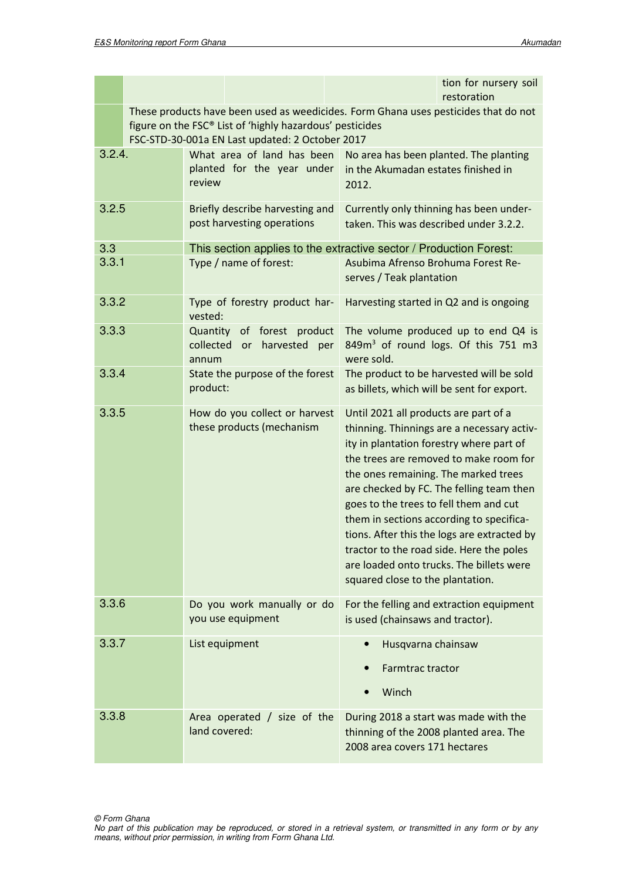| | | | |
|---|---|---|---|
| | | | tion for nursery soil restoration |
| | These products have been used as weedicides. Form Ghana uses pesticides that do not figure on the FSC® List of 'highly hazardous' pesticides FSC-STD-30-001a EN Last updated: 2 October 2017 | | |
| 3.2.4. | What area of land has been planted for the year under review | No area has been planted. The planting in the Akumadan estates finished in 2012. | |
| 3.2.5 | Briefly describe harvesting and post harvesting operations | Currently only thinning has been undertaken. This was described under 3.2.2. | |
| 3.3 | This section applies to the extractive sector / Production Forest: | | |
| 3.3.1 | Type / name of forest: | Asubima Afrenso Brohuma Forest Reserves / Teak plantation | |
| 3.3.2 | Type of forestry product harvested: | Harvesting started in Q2 and is ongoing | |
| 3.3.3 | Quantity of forest product collected or harvested per annum | The volume produced up to end Q4 is 849m$^3$ of round logs. Of this 751 m3 were sold. | |
| 3.3.4 | State the purpose of the forest product: | The product to be harvested will be sold as billets, which will be sent for export. | |
| 3.3.5 | How do you collect or harvest these products (mechanism | Until 2021 all products are part of a thinning. Thinnings are a necessary activity in plantation forestry where part of the trees are removed to make room for the ones remaining. The marked trees are checked by FC. The felling team then goes to the trees to fell them and cut them in sections according to specifications. After this the logs are extracted by tractor to the road side. Here the poles are loaded onto trucks. The billets were squared close to the plantation. | |
| 3.3.6 | Do you work manually or do you use equipment | For the felling and extraction equipment is used (chainsaws and tractor). | |
| 3.3.7 | List equipment | • Husqvarna chainsaw<br>• Farmtrac tractor<br>• Winch | |
| 3.3.8 | Area operated / size of the land covered: | During 2018 a start was made with the thinning of the 2008 planted area. The 2008 area covers 171 hectares | |

© Form Ghana
*No part of this publication may be reproduced, or stored in a retrieval system, or transmitted in any form or by any means, without prior permission, in writing from Form Ghana Ltd.*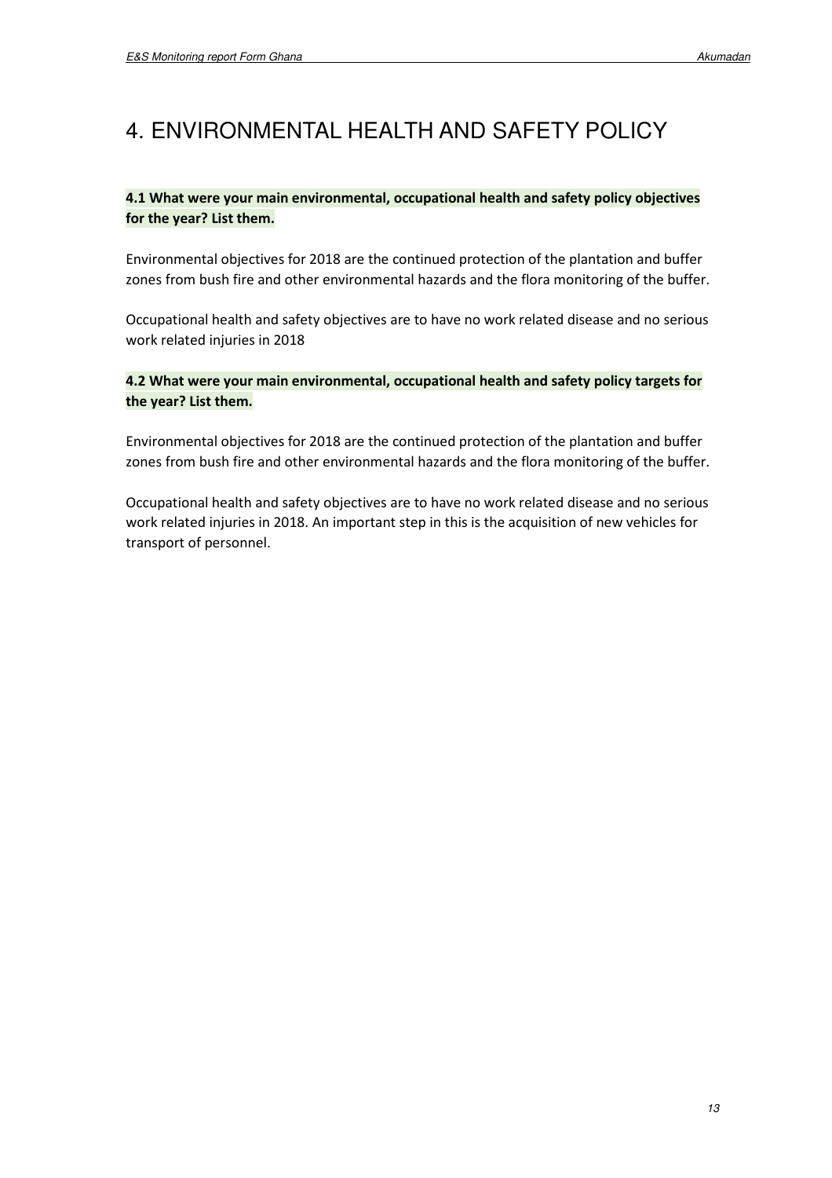# 4. ENVIRONMENTAL HEALTH AND SAFETY POLICY

**4.1 What were your main environmental, occupational health and safety policy objectives for the year? List them.**

Environmental objectives for 2018 are the continued protection of the plantation and buffer zones from bush fire and other environmental hazards and the flora monitoring of the buffer.

Occupational health and safety objectives are to have no work related disease and no serious work related injuries in 2018

**4.2 What were your main environmental, occupational health and safety policy targets for the year? List them.**

Environmental objectives for 2018 are the continued protection of the plantation and buffer zones from bush fire and other environmental hazards and the flora monitoring of the buffer.

Occupational health and safety objectives are to have no work related disease and no serious work related injuries in 2018. An important step in this is the acquisition of new vehicles for transport of personnel.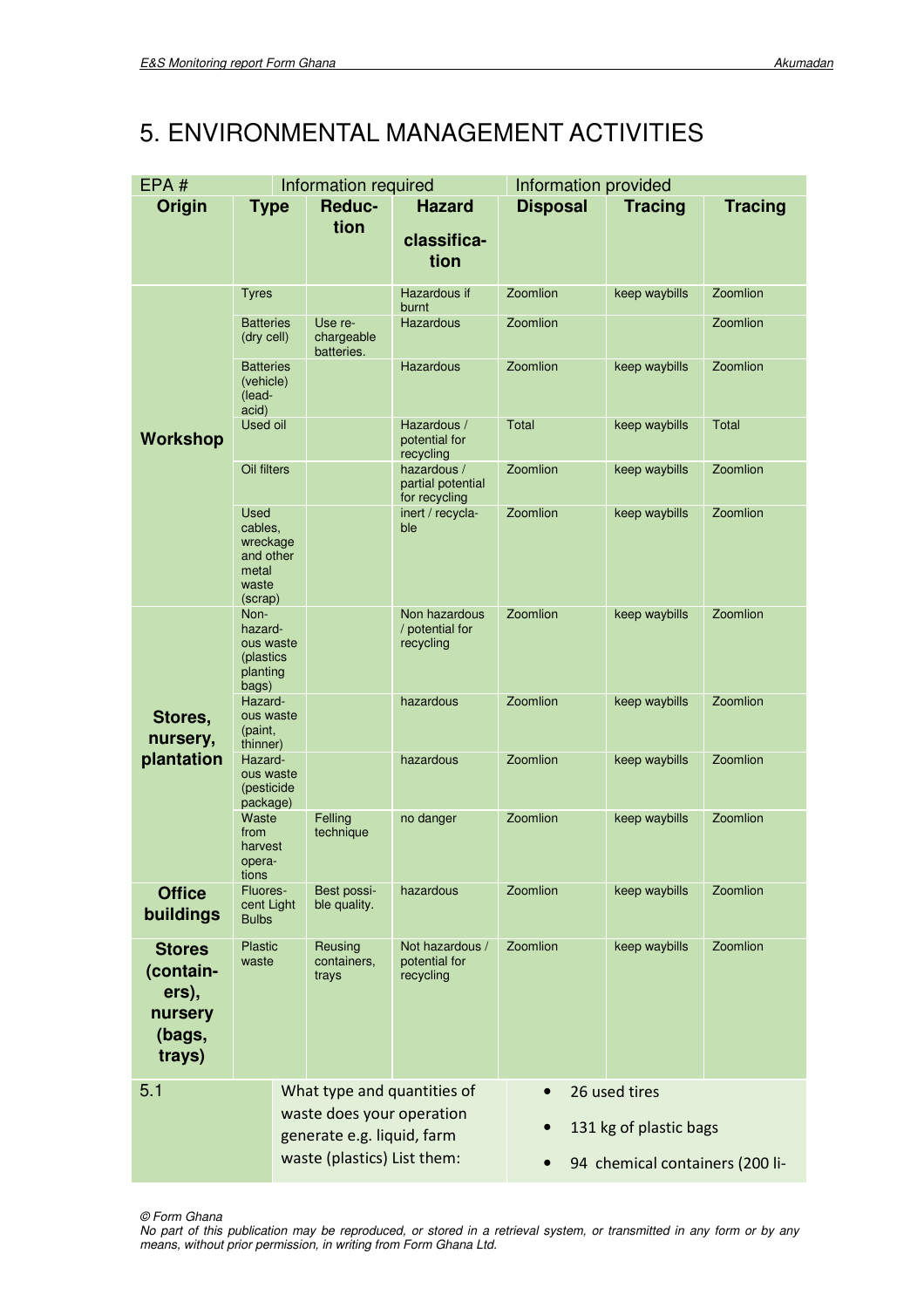# 5. ENVIRONMENTAL MANAGEMENT ACTIVITIES

| EPA # | Information required | | | Information provided | | |
|---|---|---|---|---|---|---|
| **Origin** | **Type** | **Reduction** | **Hazard classification** | **Disposal** | **Tracing** | **Tracing** |
| **Workshop** | Tyres | | Hazardous if burnt | Zoomlion | keep waybills | Zoomlion |
| | Batteries (dry cell) | Use re-chargeable batteries. | Hazardous | Zoomlion | | Zoomlion |
| | Batteries (vehicle) (lead-acid) | | Hazardous | Zoomlion | keep waybills | Zoomlion |
| | Used oil | | Hazardous / potential for recycling | Total | keep waybills | Total |
| | Oil filters | | hazardous / partial potential for recycling | Zoomlion | keep waybills | Zoomlion |
| | Used cables, wreckage and other metal waste (scrap) | | inert / recyclable | Zoomlion | keep waybills | Zoomlion |
| **Stores, nursery, plantation** | Non-hazardous waste (plastics planting bags) | | Non hazardous / potential for recycling | Zoomlion | keep waybills | Zoomlion |
| | Hazardous waste (paint, thinner) | | hazardous | Zoomlion | keep waybills | Zoomlion |
| | Hazardous waste (pesticide package) | | hazardous | Zoomlion | keep waybills | Zoomlion |
| | Waste from harvest operations | Felling technique | no danger | Zoomlion | keep waybills | Zoomlion |
| **Office buildings** | Fluorescent Light Bulbs | Best possible quality. | hazardous | Zoomlion | keep waybills | Zoomlion |
| **Stores (containers), nursery (bags, trays)** | Plastic waste | Reusing containers, trays | Not hazardous / potential for recycling | Zoomlion | keep waybills | Zoomlion |
| 5.1 | What type and quantities of waste does your operation generate e.g. liquid, farm waste (plastics) List them: | | | • 26 used tires<br>• 131 kg of plastic bags<br>• 94 chemical containers (200 li- | | |

© Form Ghana
No part of this publication may be reproduced, or stored in a retrieval system, or transmitted in any form or by any means, without prior permission, in writing from Form Ghana Ltd.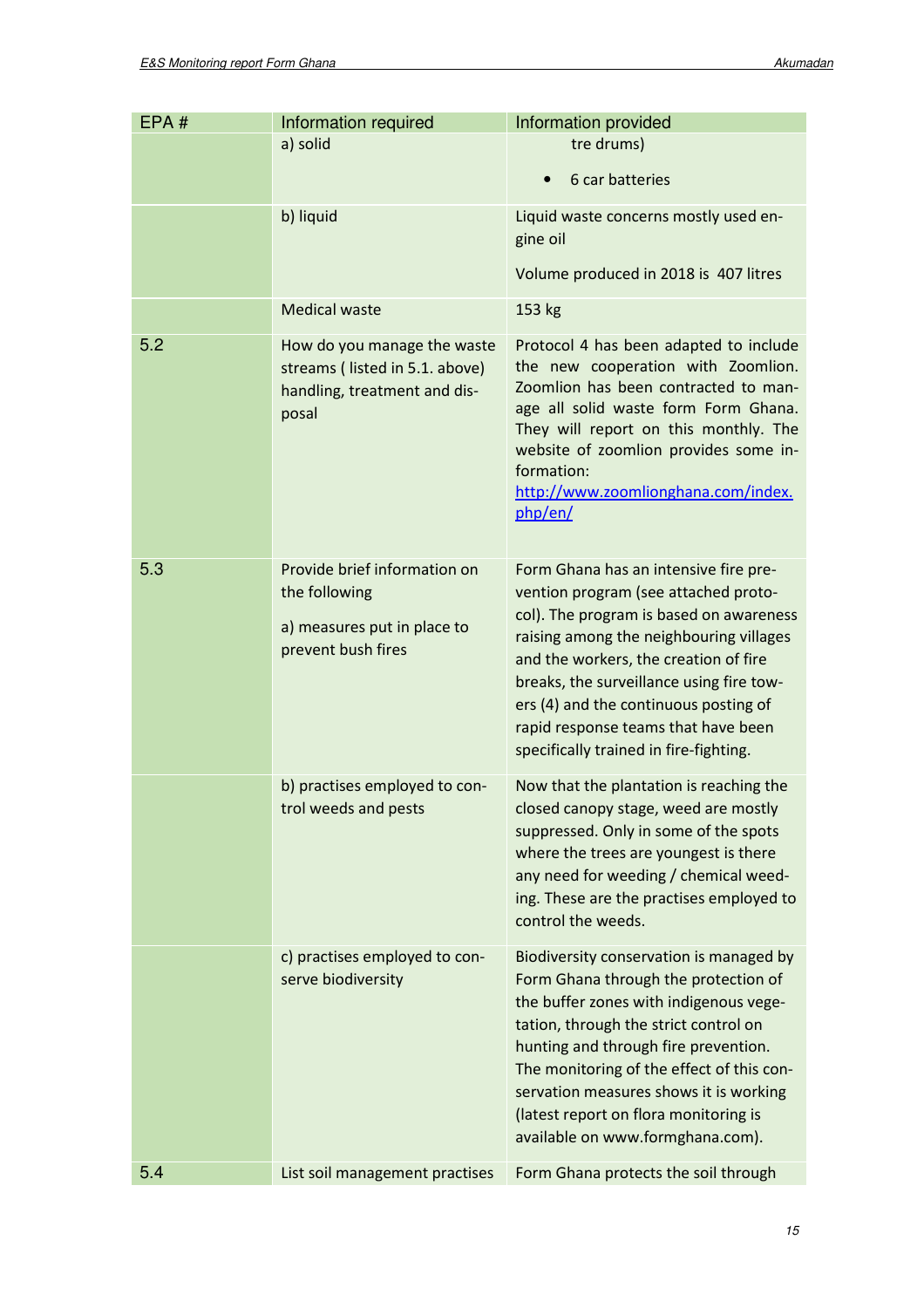| EPA # | Information required | Information provided |
|---|---|---|
| | a) solid | tre drums)<br>• 6 car batteries |
| | b) liquid | Liquid waste concerns mostly used engine oil<br>Volume produced in 2018 is 407 litres |
| | Medical waste | 153 kg |
| 5.2 | How do you manage the waste streams ( listed in 5.1. above) handling, treatment and disposal | Protocol 4 has been adapted to include the new cooperation with Zoomlion. Zoomlion has been contracted to manage all solid waste form Form Ghana. They will report on this monthly. The website of zoomlion provides some information: http://www.zoomlionghana.com/index.php/en/ |
| 5.3 | Provide brief information on the following<br>a) measures put in place to prevent bush fires | Form Ghana has an intensive fire prevention program (see attached protocol). The program is based on awareness raising among the neighbouring villages and the workers, the creation of fire breaks, the surveillance using fire towers (4) and the continuous posting of rapid response teams that have been specifically trained in fire-fighting. |
| | b) practises employed to control weeds and pests | Now that the plantation is reaching the closed canopy stage, weed are mostly suppressed. Only in some of the spots where the trees are youngest is there any need for weeding / chemical weeding. These are the practises employed to control the weeds. |
| | c) practises employed to conserve biodiversity | Biodiversity conservation is managed by Form Ghana through the protection of the buffer zones with indigenous vegetation, through the strict control on hunting and through fire prevention. The monitoring of the effect of this conservation measures shows it is working (latest report on flora monitoring is available on www.formghana.com). |
| 5.4 | List soil management practises | Form Ghana protects the soil through |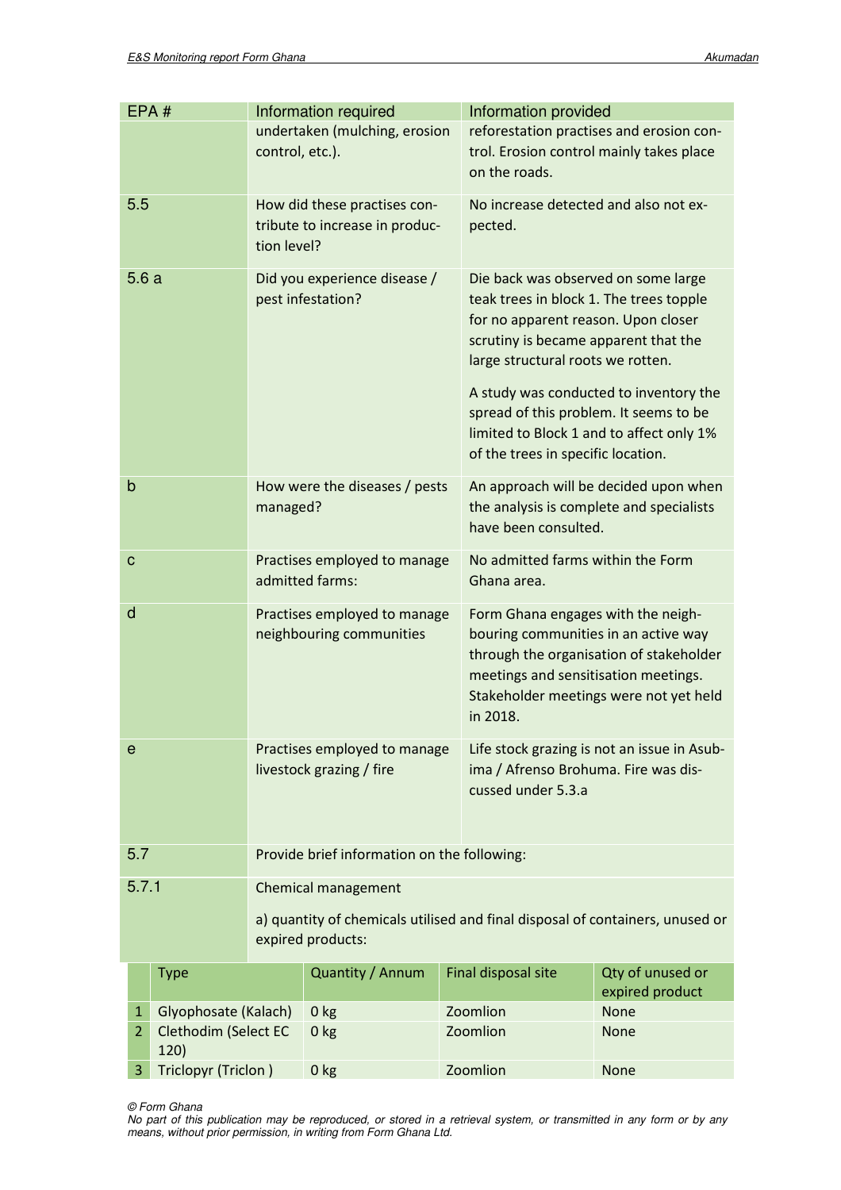| EPA # | Information required | Information provided |
|---|---|---|
| | undertaken (mulching, erosion control, etc.). | reforestation practises and erosion control. Erosion control mainly takes place on the roads. |
| 5.5 | How did these practises contribute to increase in production level? | No increase detected and also not expected. |
| 5.6 a | Did you experience disease / pest infestation? | Die back was observed on some large teak trees in block 1. The trees topple for no apparent reason. Upon closer scrutiny is became apparent that the large structural roots we rotten.<br><br>A study was conducted to inventory the spread of this problem. It seems to be limited to Block 1 and to affect only 1% of the trees in specific location. |
| b | How were the diseases / pests managed? | An approach will be decided upon when the analysis is complete and specialists have been consulted. |
| c | Practises employed to manage admitted farms: | No admitted farms within the Form Ghana area. |
| d | Practises employed to manage neighbouring communities | Form Ghana engages with the neighbouring communities in an active way through the organisation of stakeholder meetings and sensitisation meetings. Stakeholder meetings were not yet held in 2018. |
| e | Practises employed to manage livestock grazing / fire | Life stock grazing is not an issue in Asubima / Afrenso Brohuma. Fire was discussed under 5.3.a |
| 5.7 | Provide brief information on the following: | |
| 5.7.1 | Chemical management<br><br>a) quantity of chemicals utilised and final disposal of containers, unused or expired products: | |

| | Type | Quantity / Annum | Final disposal site | Qty of unused or expired product |
|---|---|---|---|---|
| 1 | Glyphosate (Kalach) | 0 kg | Zoomlion | None |
| 2 | Clethodim (Select EC 120) | 0 kg | Zoomlion | None |
| 3 | Triclopyr (Triclon ) | 0 kg | Zoomlion | None |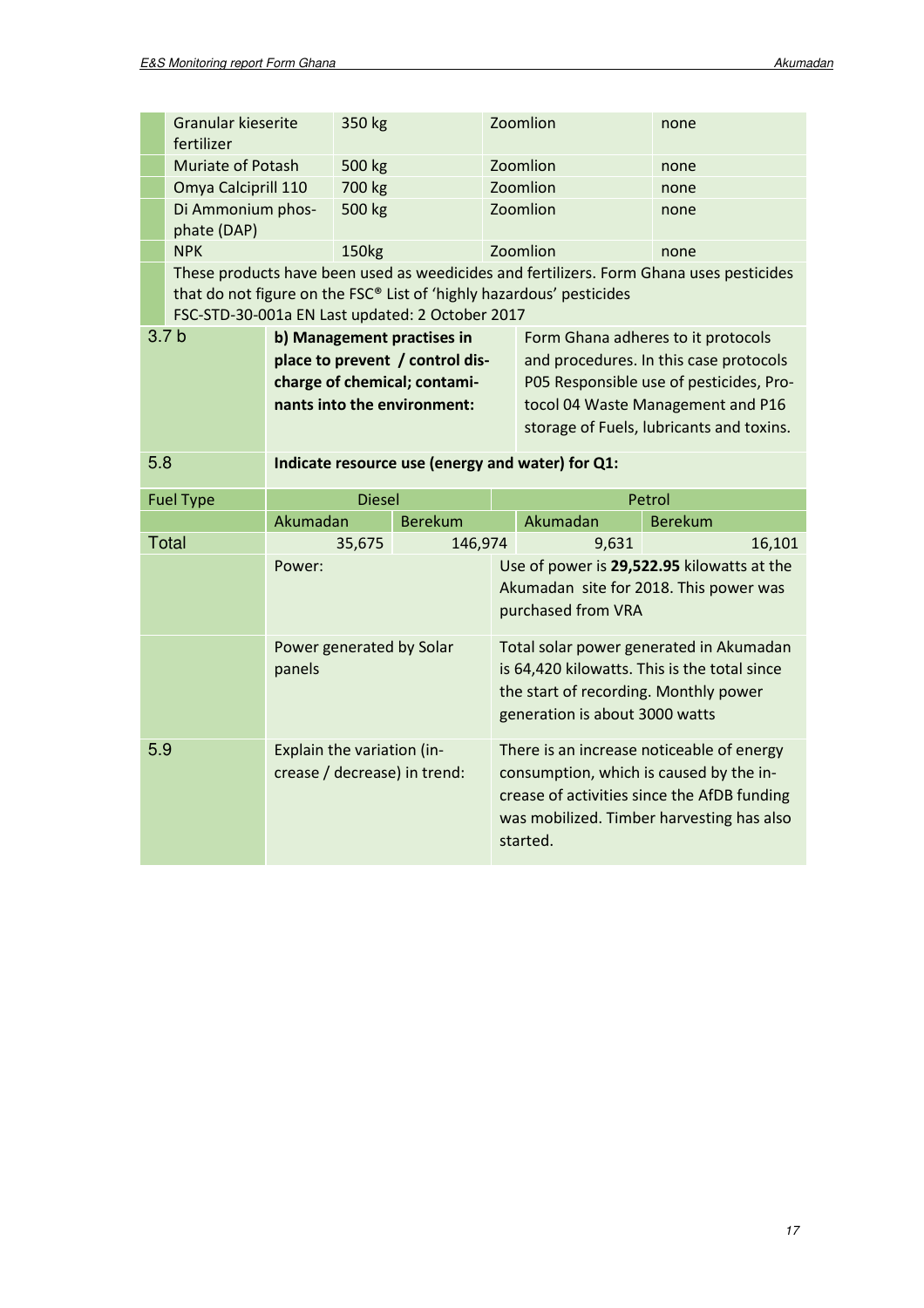| | | | | |
|---|---|---|---|---|
| | Granular kieserite fertilizer | 350 kg | Zoomlion | none |
| | Muriate of Potash | 500 kg | Zoomlion | none |
| | Omya Calciprill 110 | 700 kg | Zoomlion | none |
| | Di Ammonium phosphate (DAP) | 500 kg | Zoomlion | none |
| | NPK | 150kg | Zoomlion | none |
| | These products have been used as weedicides and fertilizers. Form Ghana uses pesticides that do not figure on the FSC® List of 'highly hazardous' pesticides FSC-STD-30-001a EN Last updated: 2 October 2017 | | | |

| | | |
|---|---|---|
| 3.7 b | **b) Management practises in place to prevent / control discharge of chemical; contaminants into the environment:** | Form Ghana adheres to it protocols and procedures. In this case protocols P05 Responsible use of pesticides, Protocol 04 Waste Management and P16 storage of Fuels, lubricants and toxins. |
| 5.8 | **Indicate resource use (energy and water) for Q1:** | |

| Fuel Type | Diesel | | Petrol | |
|---|---|---|---|---|
| | Akumadan | Berekum | Akumadan | Berekum |
| Total | 35,675 | 146,974 | 9,631 | 16,101 |
| | Power: | | Use of power is **29,522.95** kilowatts at the Akumadan site for 2018. This power was purchased from VRA | |
| | Power generated by Solar panels | | Total solar power generated in Akumadan is 64,420 kilowatts. This is the total since the start of recording. Monthly power generation is about 3000 watts | |
| 5.9 | Explain the variation (increase / decrease) in trend: | | There is an increase noticeable of energy consumption, which is caused by the increase of activities since the AfDB funding was mobilized. Timber harvesting has also started. | |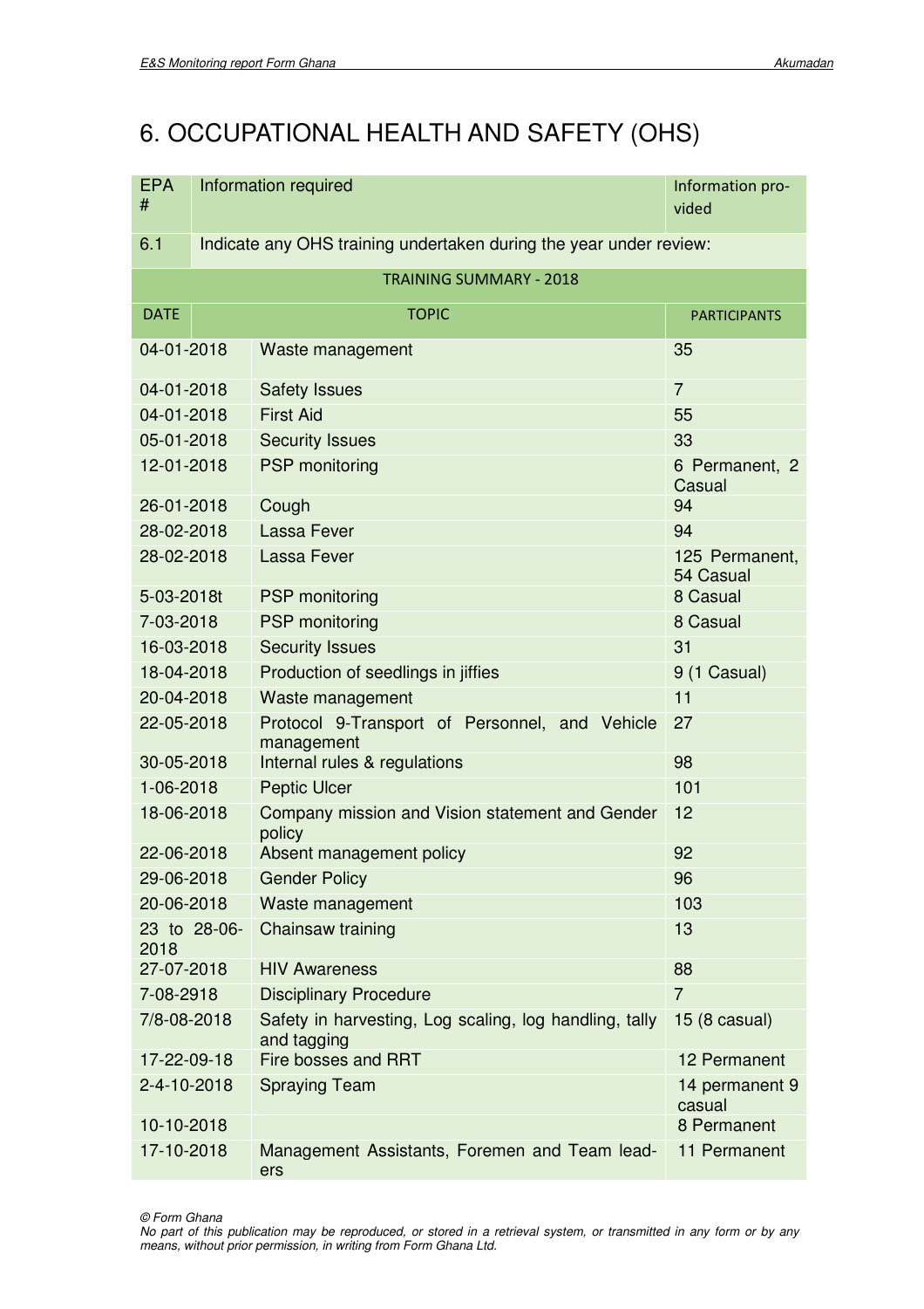# 6. OCCUPATIONAL HEALTH AND SAFETY (OHS)

| EPA # | Information required | Information provided |
|---|---|---|
| 6.1 | Indicate any OHS training undertaken during the year under review: | |

| TRAINING SUMMARY - 2018 | | |
|---|---|---|
| DATE | TOPIC | PARTICIPANTS |
| 04-01-2018 | Waste management | 35 |
| 04-01-2018 | Safety Issues | 7 |
| 04-01-2018 | First Aid | 55 |
| 05-01-2018 | Security Issues | 33 |
| 12-01-2018 | PSP monitoring | 6 Permanent, 2 Casual |
| 26-01-2018 | Cough | 94 |
| 28-02-2018 | Lassa Fever | 94 |
| 28-02-2018 | Lassa Fever | 125 Permanent, 54 Casual |
| 5-03-2018t | PSP monitoring | 8 Casual |
| 7-03-2018 | PSP monitoring | 8 Casual |
| 16-03-2018 | Security Issues | 31 |
| 18-04-2018 | Production of seedlings in jiffies | 9 (1 Casual) |
| 20-04-2018 | Waste management | 11 |
| 22-05-2018 | Protocol 9-Transport of Personnel, and Vehicle management | 27 |
| 30-05-2018 | Internal rules & regulations | 98 |
| 1-06-2018 | Peptic Ulcer | 101 |
| 18-06-2018 | Company mission and Vision statement and Gender policy | 12 |
| 22-06-2018 | Absent management policy | 92 |
| 29-06-2018 | Gender Policy | 96 |
| 20-06-2018 | Waste management | 103 |
| 23 to 28-06-2018 | Chainsaw training | 13 |
| 27-07-2018 | HIV Awareness | 88 |
| 7-08-2918 | Disciplinary Procedure | 7 |
| 7/8-08-2018 | Safety in harvesting, Log scaling, log handling, tally and tagging | 15 (8 casual) |
| 17-22-09-18 | Fire bosses and RRT | 12 Permanent |
| 2-4-10-2018 | Spraying Team | 14 permanent 9 casual |
| 10-10-2018 | | 8 Permanent |
| 17-10-2018 | Management Assistants, Foremen and Team leaders | 11 Permanent |

© Form Ghana
*No part of this publication may be reproduced, or stored in a retrieval system, or transmitted in any form or by any means, without prior permission, in writing from Form Ghana Ltd.*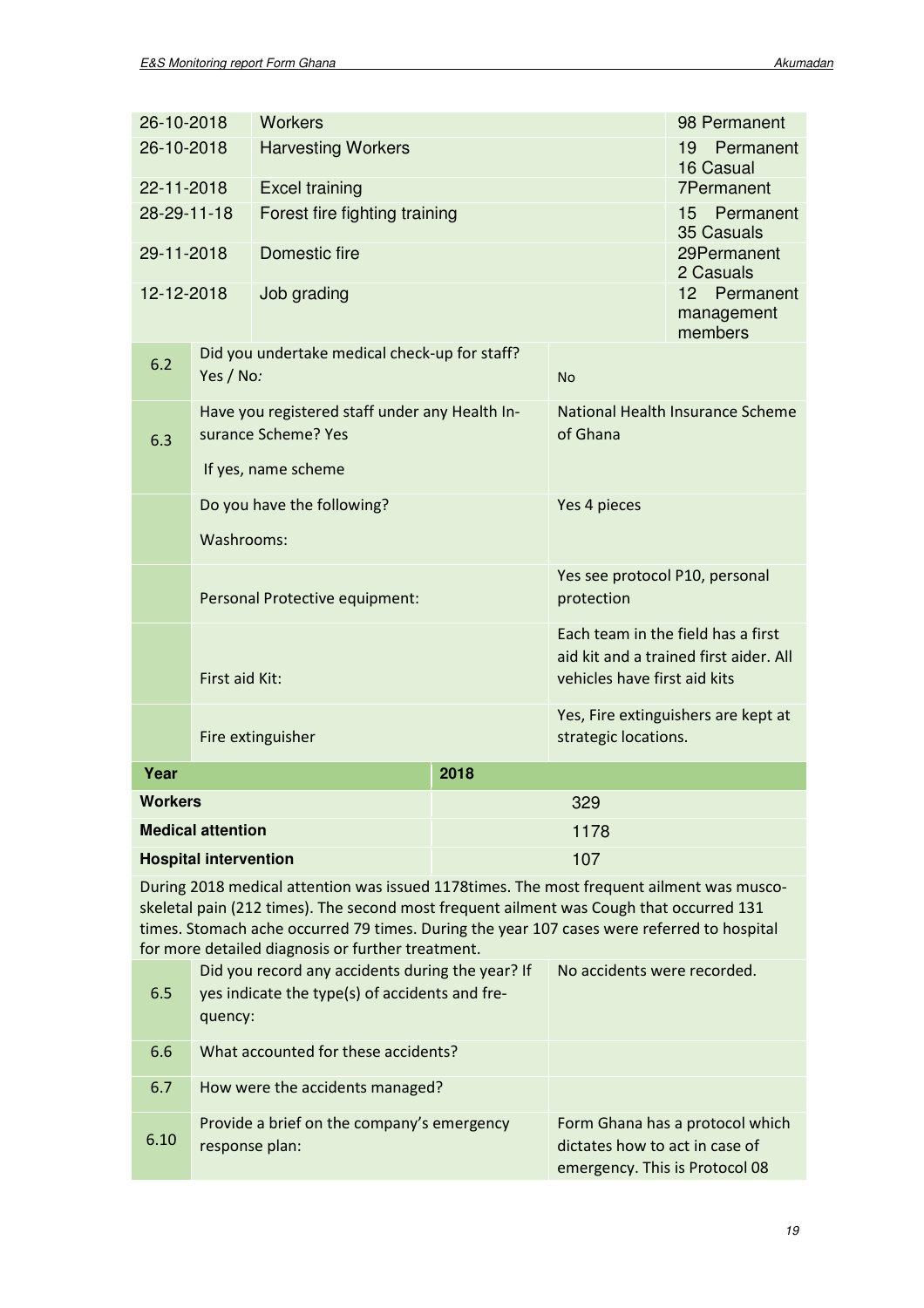| | | |
|---|---|---|
| 26-10-2018 | Workers | 98 Permanent |
| 26-10-2018 | Harvesting Workers | 19 Permanent 16 Casual |
| 22-11-2018 | Excel training | 7Permanent |
| 28-29-11-18 | Forest fire fighting training | 15 Permanent 35 Casuals |
| 29-11-2018 | Domestic fire | 29Permanent 2 Casuals |
| 12-12-2018 | Job grading | 12 Permanent management members |

| | | |
|---|---|---|
| 6.2 | Did you undertake medical check-up for staff? Yes / No: | No |
| 6.3 | Have you registered staff under any Health Insurance Scheme? Yes<br><br>If yes, name scheme | National Health Insurance Scheme of Ghana |
| | Do you have the following?<br><br>Washrooms: | Yes 4 pieces |
| | Personal Protective equipment: | Yes see protocol P10, personal protection |
| | First aid Kit: | Each team in the field has a first aid kit and a trained first aider. All vehicles have first aid kits |
| | Fire extinguisher | Yes, Fire extinguishers are kept at strategic locations. |

| Year | 2018 |
|---|---|
| **Workers** | 329 |
| **Medical attention** | 1178 |
| **Hospital intervention** | 107 |

During 2018 medical attention was issued 1178times. The most frequent ailment was musco-skeletal pain (212 times). The second most frequent ailment was Cough that occurred 131 times. Stomach ache occurred 79 times. During the year 107 cases were referred to hospital for more detailed diagnosis or further treatment.

| | | |
|---|---|---|
| 6.5 | Did you record any accidents during the year? If yes indicate the type(s) of accidents and frequency: | No accidents were recorded. |
| 6.6 | What accounted for these accidents? | |
| 6.7 | How were the accidents managed? | |
| 6.10 | Provide a brief on the company's emergency response plan: | Form Ghana has a protocol which dictates how to act in case of emergency. This is Protocol 08 |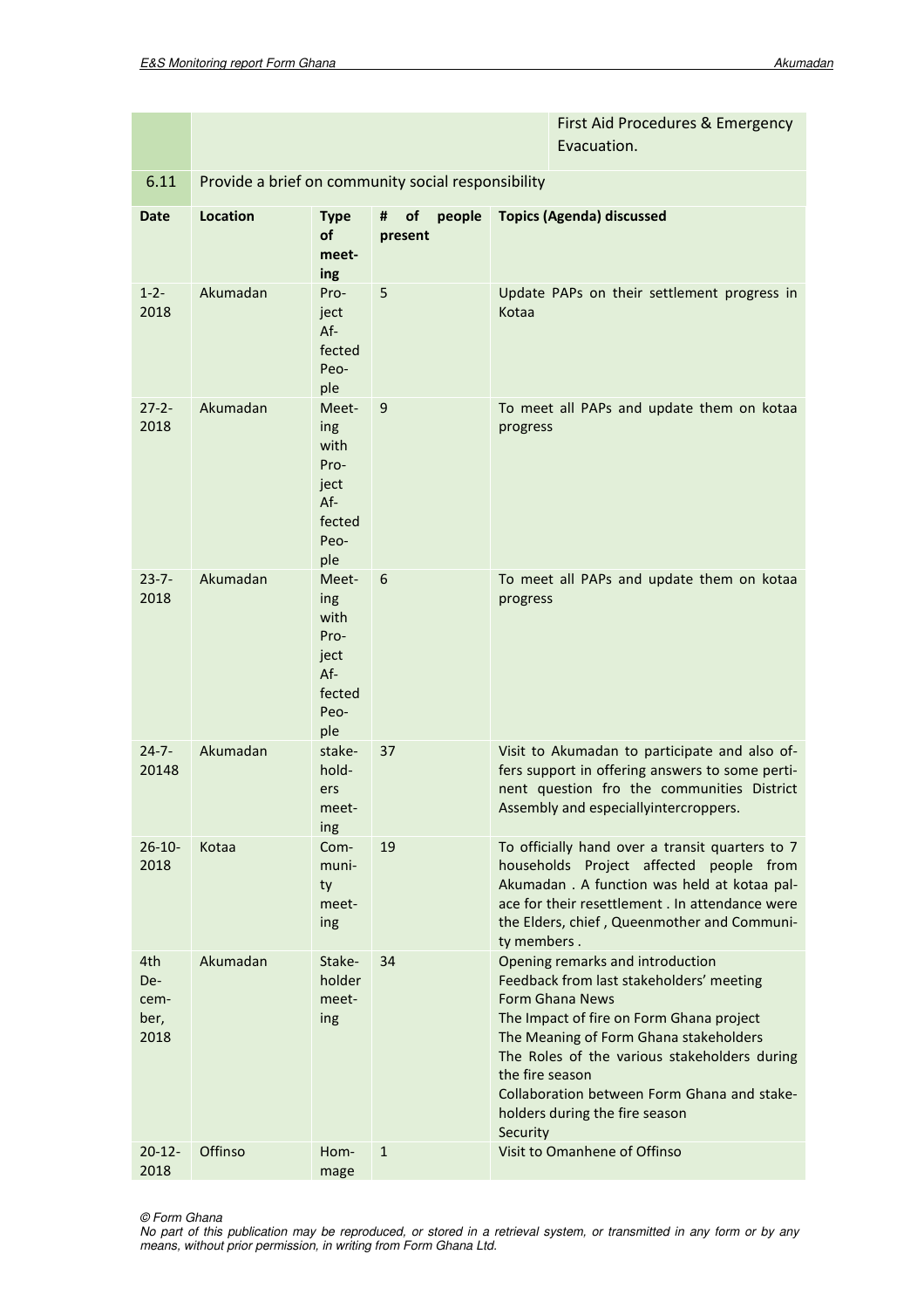| | | | | First Aid Procedures & Emergency Evacuation. |
|---|---|---|---|---|
| 6.11 | Provide a brief on community social responsibility | | | |
| **Date** | **Location** | **Type of meeting** | **# of people present** | **Topics (Agenda) discussed** |
| 1-2-2018 | Akumadan | Project Affected People | 5 | Update PAPs on their settlement progress in Kotaa |
| 27-2-2018 | Akumadan | Meeting with Project Affected People | 9 | To meet all PAPs and update them on kotaa progress |
| 23-7-2018 | Akumadan | Meeting with Project Affected People | 6 | To meet all PAPs and update them on kotaa progress |
| 24-7-20148 | Akumadan | stakeholders meeting | 37 | Visit to Akumadan to participate and also offers support in offering answers to some pertinent question fro the communities District Assembly and especiallyintercroppers. |
| 26-10-2018 | Kotaa | Community meeting | 19 | To officially hand over a transit quarters to 7 households Project affected people from Akumadan . A function was held at kotaa palace for their resettlement . In attendance were the Elders, chief , Queenmother and Community members . |
| 4th December, 2018 | Akumadan | Stakeholder meeting | 34 | Opening remarks and introduction<br>Feedback from last stakeholders' meeting<br>Form Ghana News<br>The Impact of fire on Form Ghana project<br>The Meaning of Form Ghana stakeholders<br>The Roles of the various stakeholders during the fire season<br>Collaboration between Form Ghana and stakeholders during the fire season<br>Security |
| 20-12-2018 | Offinso | Hommage | 1 | Visit to Omanhene of Offinso |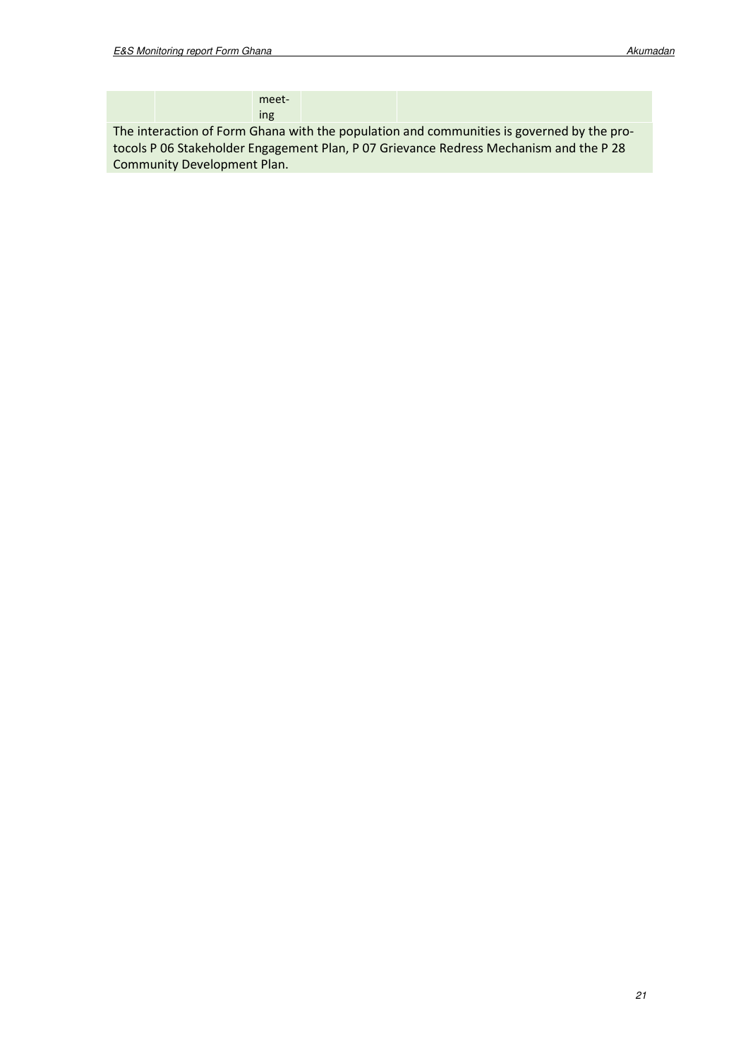| | | | | |
|---|---|---|---|---|
| | | meet-ing | | |

The interaction of Form Ghana with the population and communities is governed by the protocols P 06 Stakeholder Engagement Plan, P 07 Grievance Redress Mechanism and the P 28 Community Development Plan.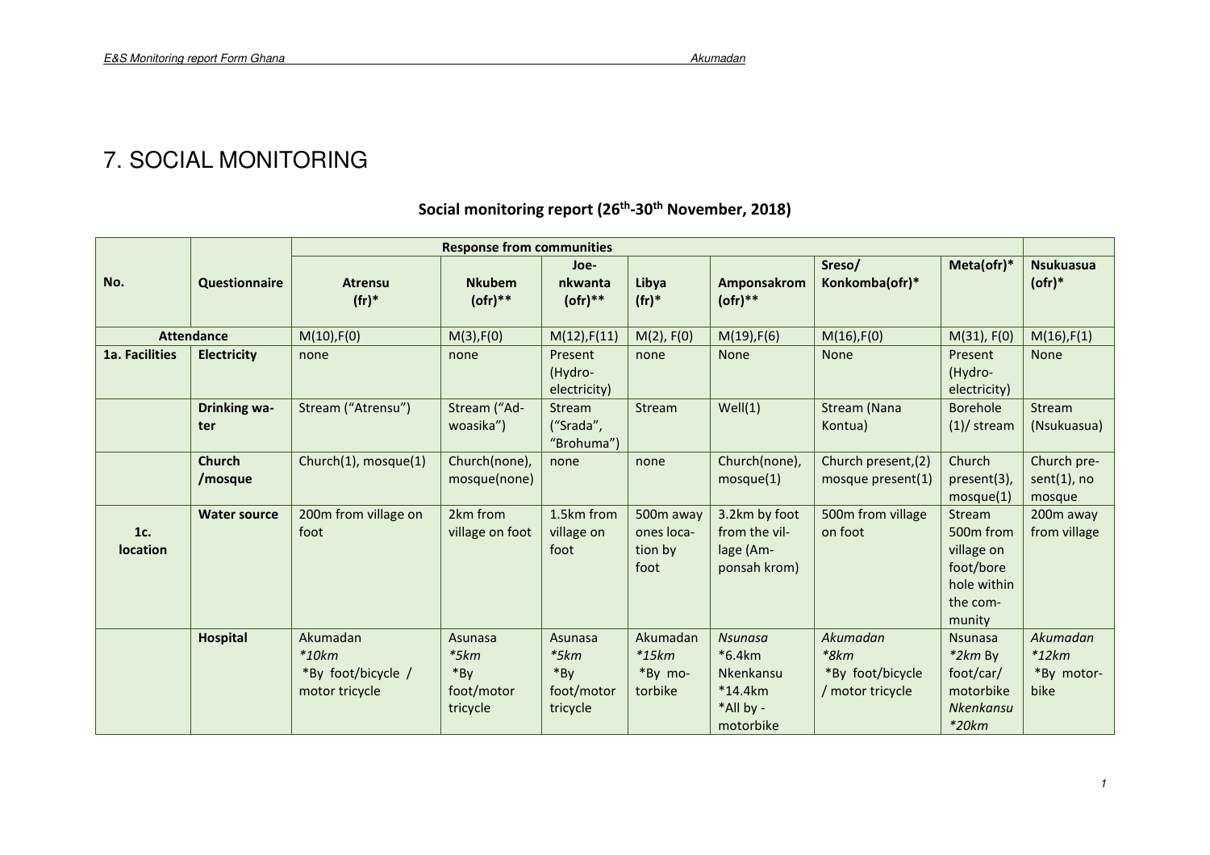# 7. SOCIAL MONITORING

## Social monitoring report (26th-30th November, 2018)

| No. | Questionnaire | Response from communities | | | | | | | |
|---|---|---|---|---|---|---|---|---|---|
| | | Atrensu (fr)* | Nkubem (ofr)** | Joe-nkwanta (ofr)** | Libya (fr)* | Amponsakrom (ofr)** | Sreso/ Konkomba(ofr)* | Meta(ofr)* | Nsukuasua (ofr)* |
| Attendance | | M(10),F(0) | M(3),F(0) | M(12),F(11) | M(2), F(0) | M(19),F(6) | M(16),F(0) | M(31), F(0) | M(16),F(1) |
| 1a. Facilities | Electricity | none | none | Present (Hydro-electricity) | none | None | None | Present (Hydro-electricity) | None |
| | Drinking water | Stream ("Atrensu") | Stream ("Adwoasika") | Stream ("Srada", "Brohuma") | Stream | Well(1) | Stream (Nana Kontua) | Borehole (1)/ stream | Stream (Nsukuasua) |
| | Church /mosque | Church(1), mosque(1) | Church(none), mosque(none) | none | none | Church(none), mosque(1) | Church present,(2) mosque present(1) | Church present(3), mosque(1) | Church present(1), no mosque |
| 1c. location | Water source | 200m from village on foot | 2km from village on foot | 1.5km from village on foot | 500m away ones location by foot | 3.2km by foot from the village (Amponsah krom) | 500m from village on foot | Stream 500m from village on foot/bore hole within the community | 200m away from village |
| | Hospital | Akumadan *10km *By foot/bicycle / motor tricycle | Asunasa *5km *By foot/motor tricycle | Asunasa *5km *By foot/motor tricycle | Akumadan *15km *By motorbike | *Nsunasa* *6.4km Nkenkansu *14.4km *All by - motorbike | *Akumadan* *8km* *By foot/bicycle / motor tricycle | Nsunasa *2km By foot/car/ motorbike *Nkenkansu* *20km* | *Akumadan* *12km* *By motorbike |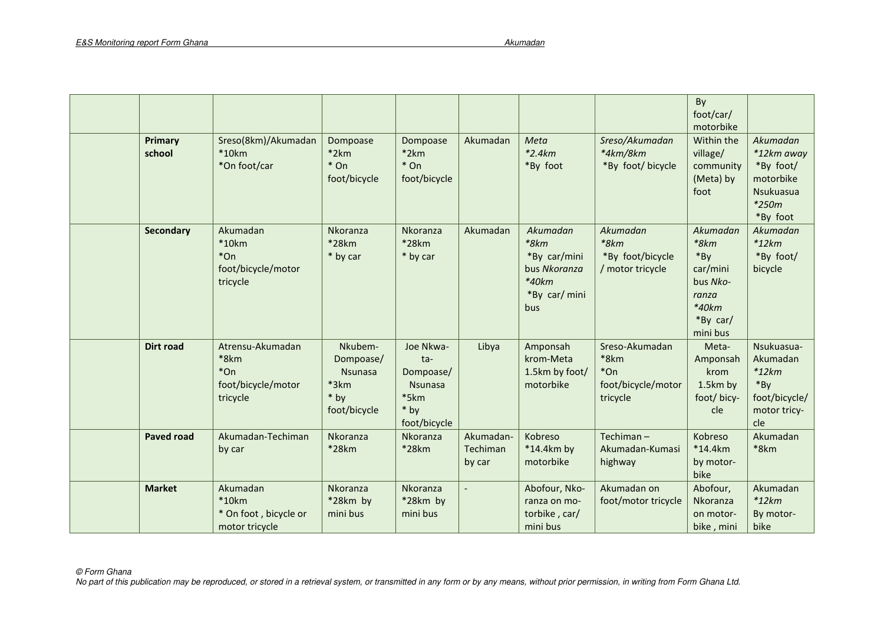| | | | | | | | | | |
|---|---|---|---|---|---|---|---|---|---|
| | | | | | | | | By foot/car/ motorbike | |
| | **Primary school** | Sreso(8km)/Akumadan *10km *On foot/car | Dompoase *2km * On foot/bicycle | Dompoase *2km * On foot/bicycle | Akumadan | *Meta* *\*2.4km* *By foot | *Sreso/Akumadan* *\*4km/8km* *By foot/ bicycle | Within the village/ community (Meta) by foot | *Akumadan* *\*12km away* *By foot/ motorbike Nsukuasua *\*250m* *By foot |
| | **Secondary** | Akumadan *10km *On foot/bicycle/motor tricycle | Nkoranza *28km * by car | Nkoranza *28km * by car | Akumadan | *Akumadan* *\*8km* *By car/mini bus *Nkoranza* *\*40km* *By car/ mini bus | *Akumadan* *\*8km* *By foot/bicycle / motor tricycle | *Akumadan* *\*8km* *By car/mini bus *Nko-ranza* *\*40km* *By car/ mini bus | *Akumadan* *\*12km* *By foot/ bicycle |
| | **Dirt road** | Atrensu-Akumadan *8km *On foot/bicycle/motor tricycle | Nkubem-Dompoase/ Nsunasa *3km * by foot/bicycle | Joe Nkwa-ta-Dompoase/ Nsunasa *5km * by foot/bicycle | Libya | Amponsah krom-Meta 1.5km by foot/ motorbike | Sreso-Akumadan *8km *On foot/bicycle/motor tricycle | Meta-Amponsah krom 1.5km by foot/ bicy-cle | Nsukuasua-Akumadan *\*12km* *By foot/bicycle/ motor tricy-cle |
| | **Paved road** | Akumadan-Techiman by car | Nkoranza *28km | Nkoranza *28km | Akumadan-Techiman by car | Kobreso *14.4km by motorbike | Techiman – Akumadan-Kumasi highway | Kobreso *14.4km by motor-bike | Akumadan *8km |
| | **Market** | Akumadan *10km * On foot , bicycle or motor tricycle | Nkoranza *28km by mini bus | Nkoranza *28km by mini bus | - | Abofour, Nko-ranza on mo-torbike , car/ mini bus | Akumadan on foot/motor tricycle | Abofour, Nkoranza on motor-bike , mini | Akumadan *\*12km* By motor-bike |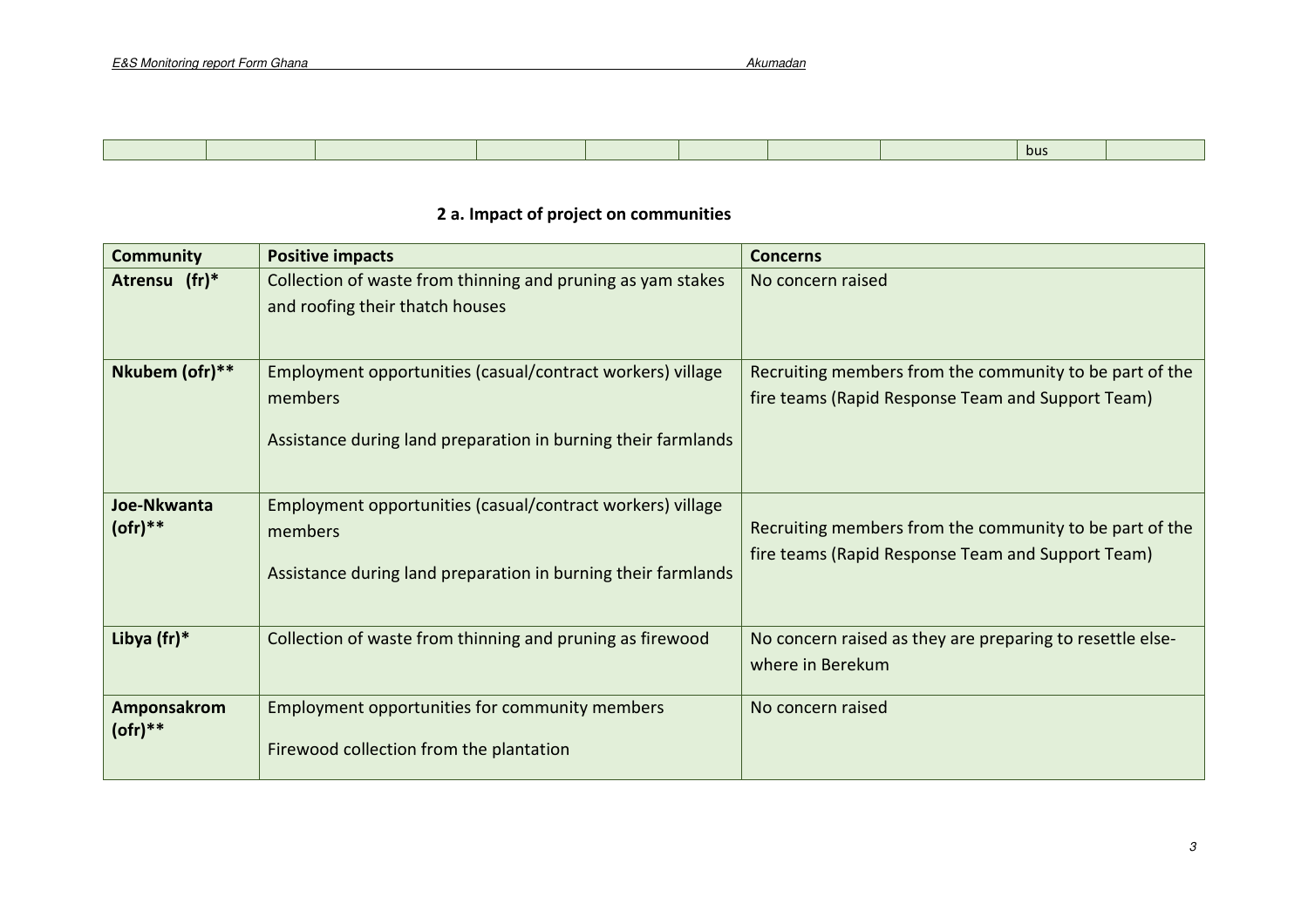| | | | | | | | | | |
|---|---|---|---|---|---|---|---|---|---|
| | | | | | | | | bus | |

## 2 a. Impact of project on communities

| Community | Positive impacts | Concerns |
|---|---|---|
| **Atrensu (fr)*** | Collection of waste from thinning and pruning as yam stakes and roofing their thatch houses | No concern raised |
| **Nkubem (ofr)**** | Employment opportunities (casual/contract workers) village members<br><br>Assistance during land preparation in burning their farmlands | Recruiting members from the community to be part of the fire teams (Rapid Response Team and Support Team) |
| **Joe-Nkwanta (ofr)**** | Employment opportunities (casual/contract workers) village members<br><br>Assistance during land preparation in burning their farmlands | Recruiting members from the community to be part of the fire teams (Rapid Response Team and Support Team) |
| **Libya (fr)*** | Collection of waste from thinning and pruning as firewood | No concern raised as they are preparing to resettle else-where in Berekum |
| **Amponsakrom (ofr)**** | Employment opportunities for community members<br><br>Firewood collection from the plantation | No concern raised |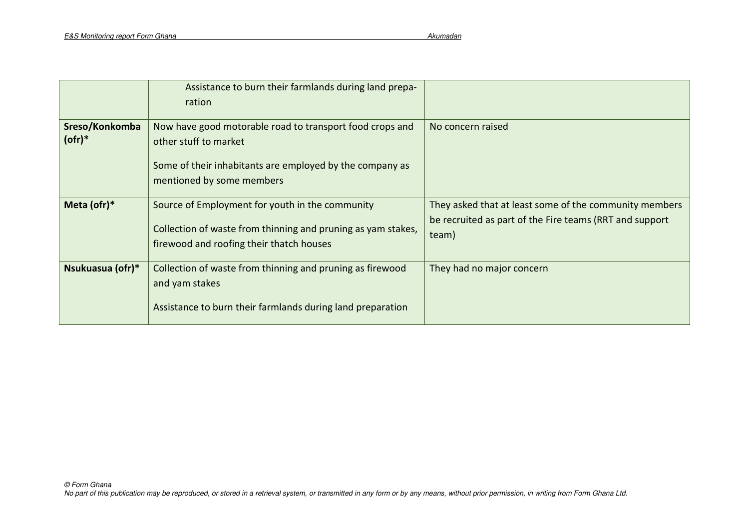| | | |
|---|---|---|
| | Assistance to burn their farmlands during land preparation | |
| **Sreso/Konkomba (ofr)*** | Now have good motorable road to transport food crops and other stuff to market<br><br>Some of their inhabitants are employed by the company as mentioned by some members | No concern raised |
| **Meta (ofr)*** | Source of Employment for youth in the community<br><br>Collection of waste from thinning and pruning as yam stakes, firewood and roofing their thatch houses | They asked that at least some of the community members be recruited as part of the Fire teams (RRT and support team) |
| **Nsukuasua (ofr)*** | Collection of waste from thinning and pruning as firewood and yam stakes<br><br>Assistance to burn their farmlands during land preparation | They had no major concern |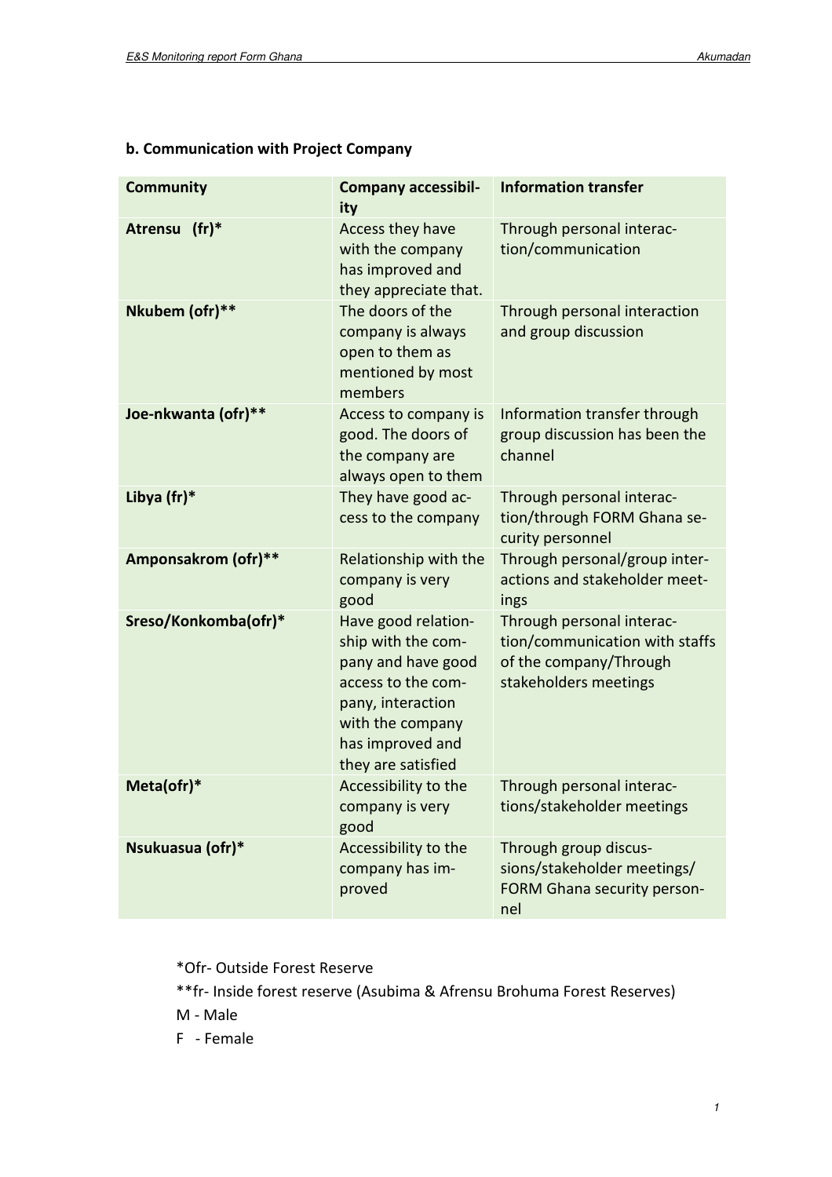### b. Communication with Project Company

| Community | Company accessibility | Information transfer |
|---|---|---|
| **Atrensu (fr)*** | Access they have with the company has improved and they appreciate that. | Through personal interaction/communication |
| **Nkubem (ofr)**** | The doors of the company is always open to them as mentioned by most members | Through personal interaction and group discussion |
| **Joe-nkwanta (ofr)**** | Access to company is good. The doors of the company are always open to them | Information transfer through group discussion has been the channel |
| **Libya (fr)*** | They have good access to the company | Through personal interaction/through FORM Ghana security personnel |
| **Amponsakrom (ofr)**** | Relationship with the company is very good | Through personal/group interactions and stakeholder meetings |
| **Sreso/Konkomba(ofr)*** | Have good relationship with the company and have good access to the company, interaction with the company has improved and they are satisfied | Through personal interaction/communication with staffs of the company/Through stakeholders meetings |
| **Meta(ofr)*** | Accessibility to the company is very good | Through personal interactions/stakeholder meetings |
| **Nsukuasua (ofr)*** | Accessibility to the company has improved | Through group discussions/stakeholder meetings/ FORM Ghana security personnel |

*Ofr- Outside Forest Reserve

**fr- Inside forest reserve (Asubima & Afrensu Brohuma Forest Reserves)

M - Male

F - Female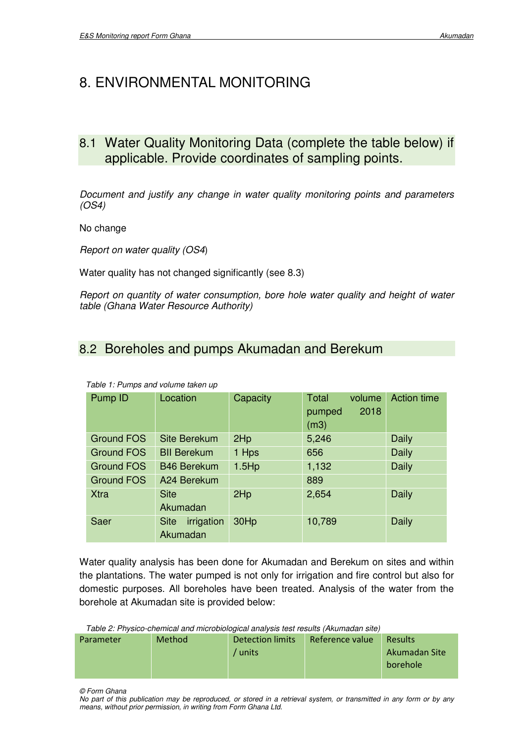# 8. ENVIRONMENTAL MONITORING

## 8.1 Water Quality Monitoring Data (complete the table below) if applicable. Provide coordinates of sampling points.

*Document and justify any change in water quality monitoring points and parameters (OS4)*

No change

*Report on water quality (OS4*)

Water quality has not changed significantly (see 8.3)

*Report on quantity of water consumption, bore hole water quality and height of water table (Ghana Water Resource Authority)*

## 8.2 Boreholes and pumps Akumadan and Berekum

*Table 1: Pumps and volume taken up*

| Pump ID | Location | Capacity | Total volume pumped 2018 (m3) | Action time |
|---|---|---|---|---|
| Ground FOS | Site Berekum | 2Hp | 5,246 | Daily |
| Ground FOS | BII Berekum | 1 Hps | 656 | Daily |
| Ground FOS | B46 Berekum | 1.5Hp | 1,132 | Daily |
| Ground FOS | A24 Berekum | | 889 | |
| Xtra | Site Akumadan | 2Hp | 2,654 | Daily |
| Saer | Site irrigation Akumadan | 30Hp | 10,789 | Daily |

Water quality analysis has been done for Akumadan and Berekum on sites and within the plantations. The water pumped is not only for irrigation and fire control but also for domestic purposes. All boreholes have been treated. Analysis of the water from the borehole at Akumadan site is provided below:

*Table 2: Physico-chemical and microbiological analysis test results (Akumadan site)*

| Parameter | Method | Detection limits / units | Reference value | Results Akumadan Site borehole |
|---|---|---|---|---|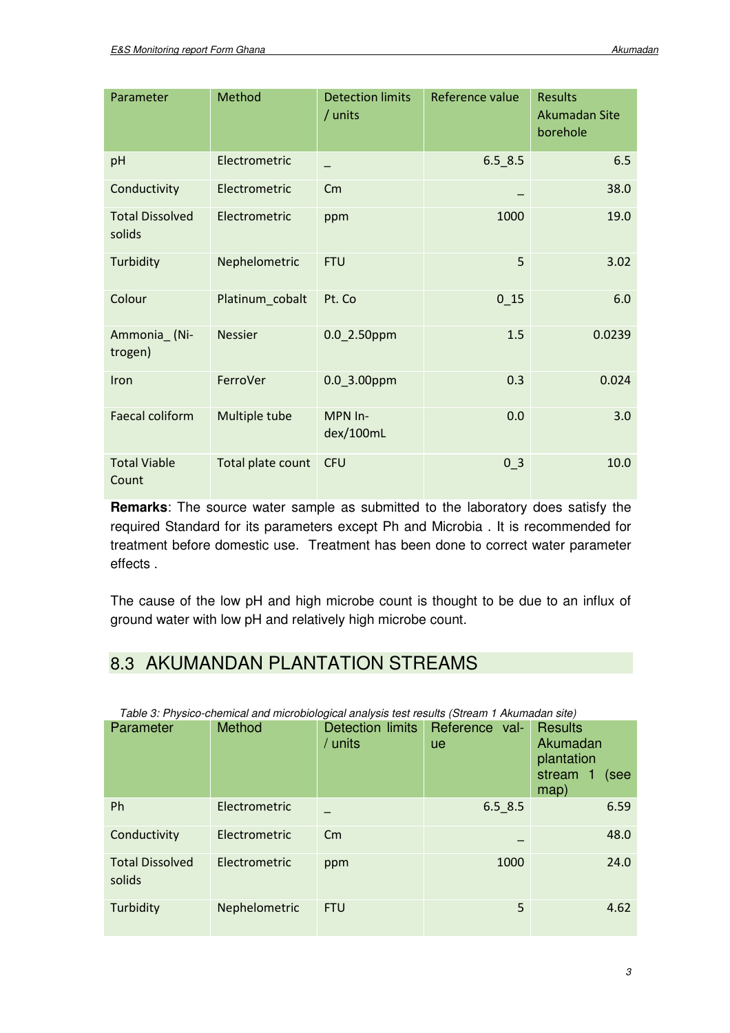| Parameter | Method | Detection limits / units | Reference value | Results Akumadan Site borehole |
|---|---|---|---|---|
| pH | Electrometric | _ | 6.5_8.5 | 6.5 |
| Conductivity | Electrometric | Cm | _ | 38.0 |
| Total Dissolved solids | Electrometric | ppm | 1000 | 19.0 |
| Turbidity | Nephelometric | FTU | 5 | 3.02 |
| Colour | Platinum_cobalt | Pt. Co | 0_15 | 6.0 |
| Ammonia_ (Nitrogen) | Nessier | 0.0_2.50ppm | 1.5 | 0.0239 |
| Iron | FerroVer | 0.0_3.00ppm | 0.3 | 0.024 |
| Faecal coliform | Multiple tube | MPN Index/100mL | 0.0 | 3.0 |
| Total Viable Count | Total plate count | CFU | 0_3 | 10.0 |

**Remarks**: The source water sample as submitted to the laboratory does satisfy the required Standard for its parameters except Ph and Microbia . It is recommended for treatment before domestic use. Treatment has been done to correct water parameter effects .

The cause of the low pH and high microbe count is thought to be due to an influx of ground water with low pH and relatively high microbe count.

## 8.3 AKUMANDAN PLANTATION STREAMS

*Table 3: Physico-chemical and microbiological analysis test results (Stream 1 Akumadan site)*

| Parameter | Method | Detection limits / units | Reference value | Results Akumadan plantation stream 1 (see map) |
|---|---|---|---|---|
| Ph | Electrometric | _ | 6.5_8.5 | 6.59 |
| Conductivity | Electrometric | Cm | _ | 48.0 |
| Total Dissolved solids | Electrometric | ppm | 1000 | 24.0 |
| Turbidity | Nephelometric | FTU | 5 | 4.62 |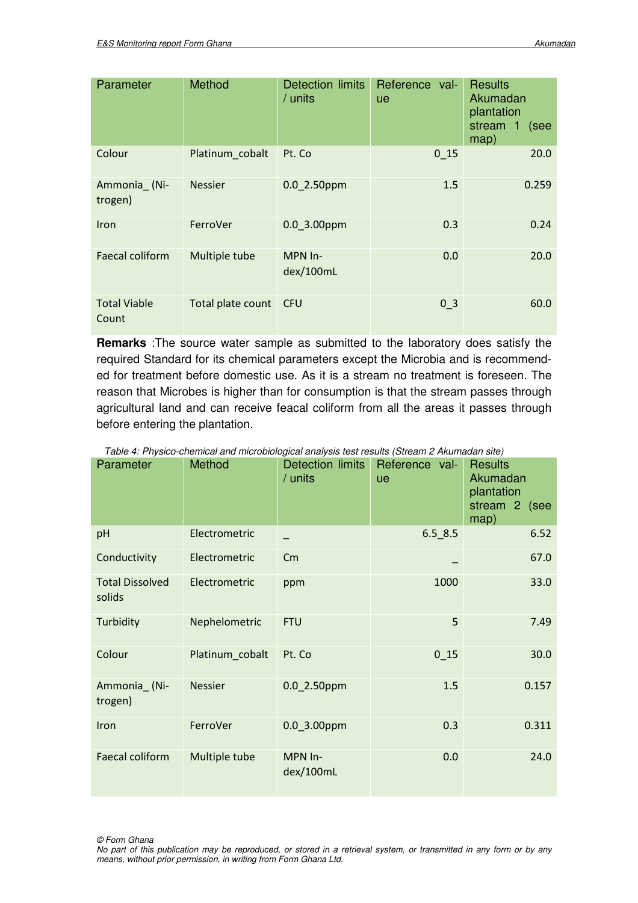| Parameter | Method | Detection limits / units | Reference value | Results Akumadan plantation stream 1 (see map) |
|---|---|---|---|---|
| Colour | Platinum_cobalt | Pt. Co | 0_15 | 20.0 |
| Ammonia_ (Nitrogen) | Nessier | 0.0_2.50ppm | 1.5 | 0.259 |
| Iron | FerroVer | 0.0_3.00ppm | 0.3 | 0.24 |
| Faecal coliform | Multiple tube | MPN Index/100mL | 0.0 | 20.0 |
| Total Viable Count | Total plate count | CFU | 0_3 | 60.0 |

**Remarks** :The source water sample as submitted to the laboratory does satisfy the required Standard for its chemical parameters except the Microbia and is recommended for treatment before domestic use. As it is a stream no treatment is foreseen. The reason that Microbes is higher than for consumption is that the stream passes through agricultural land and can receive feacal coliform from all the areas it passes through before entering the plantation.

*Table 4: Physico-chemical and microbiological analysis test results (Stream 2 Akumadan site)*

| Parameter | Method | Detection limits / units | Reference value | Results Akumadan plantation stream 2 (see map) |
|---|---|---|---|---|
| pH | Electrometric | _ | 6.5_8.5 | 6.52 |
| Conductivity | Electrometric | Cm | _ | 67.0 |
| Total Dissolved solids | Electrometric | ppm | 1000 | 33.0 |
| Turbidity | Nephelometric | FTU | 5 | 7.49 |
| Colour | Platinum_cobalt | Pt. Co | 0_15 | 30.0 |
| Ammonia_ (Nitrogen) | Nessier | 0.0_2.50ppm | 1.5 | 0.157 |
| Iron | FerroVer | 0.0_3.00ppm | 0.3 | 0.311 |
| Faecal coliform | Multiple tube | MPN Index/100mL | 0.0 | 24.0 |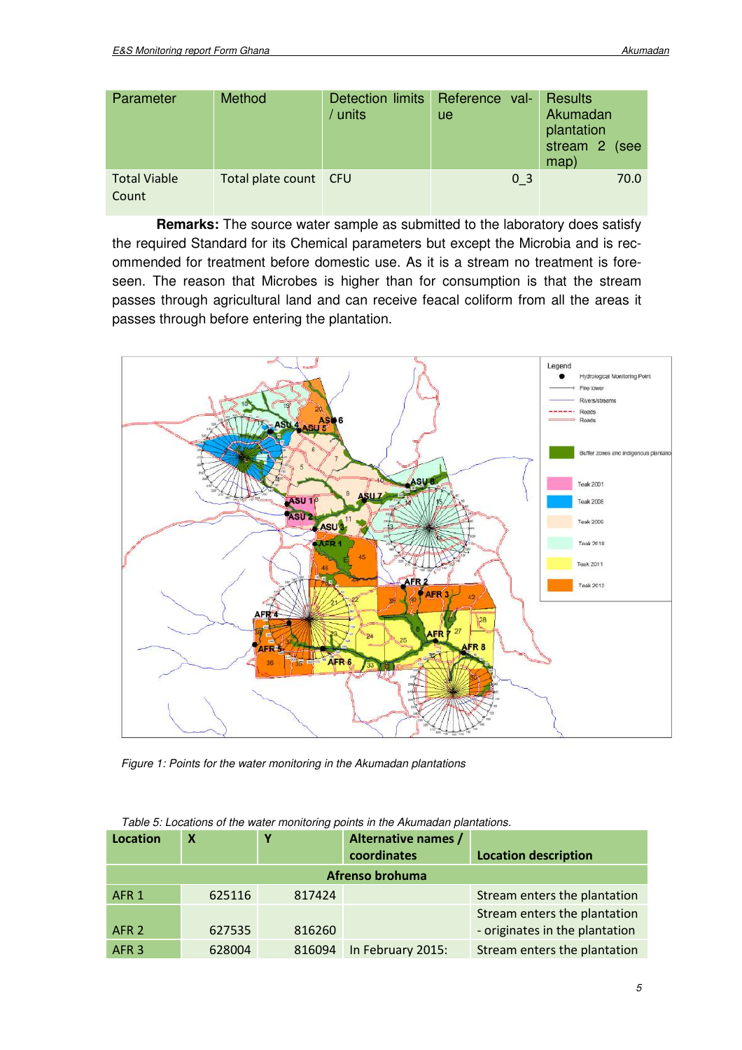| Parameter | Method | Detection limits / units | Reference value | Results Akumadan plantation stream 2 (see map) |
|---|---|---|---|---|
| Total Viable Count | Total plate count | CFU | 0_3 | 70.0 |

**Remarks:** The source water sample as submitted to the laboratory does satisfy the required Standard for its Chemical parameters but except the Microbia and is recommended for treatment before domestic use. As it is a stream no treatment is foreseen. The reason that Microbes is higher than for consumption is that the stream passes through agricultural land and can receive feacal coliform from all the areas it passes through before entering the plantation.

Legend
Hydrological Monitoring Point
Fire tower
Rivers/streams
Roads
Roads
Buffer zones and indigenous plantatio
Teak 2001
Teak 2008
Teak 2009
Teak 2010
Teak 2011
Teak 2012

ASU 4 ASU 5 ASU 6 ASU 8 ASU 7 ASU 1 ASU 2 ASU 3 AFR 1 AFR 2 AFR 3 AFR 4 AFR 5 AFR 6 AFR 7 AFR 8

*Figure 1: Points for the water monitoring in the Akumadan plantations*

*Table 5: Locations of the water monitoring points in the Akumadan plantations.*

| Location | X | Y | Alternative names / coordinates | Location description |
|---|---|---|---|---|
| **Afrenso brohuma** | | | | |
| AFR 1 | 625116 | 817424 | | Stream enters the plantation |
| AFR 2 | 627535 | 816260 | | Stream enters the plantation - originates in the plantation |
| AFR 3 | 628004 | 816094 | In February 2015: | Stream enters the plantation |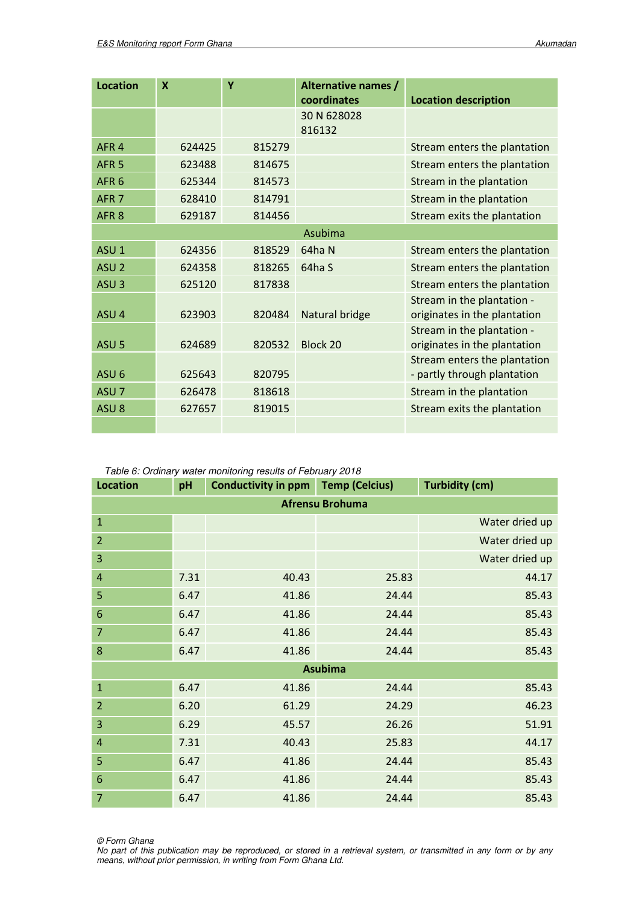| Location | X | Y | Alternative names / coordinates | Location description |
|---|---|---|---|---|
| | | | 30 N 628028 816132 | |
| AFR 4 | 624425 | 815279 | | Stream enters the plantation |
| AFR 5 | 623488 | 814675 | | Stream enters the plantation |
| AFR 6 | 625344 | 814573 | | Stream in the plantation |
| AFR 7 | 628410 | 814791 | | Stream in the plantation |
| AFR 8 | 629187 | 814456 | | Stream exits the plantation |
| | | Asubima | | |
| ASU 1 | 624356 | 818529 | 64ha N | Stream enters the plantation |
| ASU 2 | 624358 | 818265 | 64ha S | Stream enters the plantation |
| ASU 3 | 625120 | 817838 | | Stream enters the plantation |
| ASU 4 | 623903 | 820484 | Natural bridge | Stream in the plantation - originates in the plantation |
| ASU 5 | 624689 | 820532 | Block 20 | Stream in the plantation - originates in the plantation |
| ASU 6 | 625643 | 820795 | | Stream enters the plantation - partly through plantation |
| ASU 7 | 626478 | 818618 | | Stream in the plantation |
| ASU 8 | 627657 | 819015 | | Stream exits the plantation |
| | | | | |

*Table 6: Ordinary water monitoring results of February 2018*

| Location | pH | Conductivity in ppm | Temp (Celcius) | Turbidity (cm) |
|---|---|---|---|---|
| | | **Afrensu Brohuma** | | |
| 1 | | | | Water dried up |
| 2 | | | | Water dried up |
| 3 | | | | Water dried up |
| 4 | 7.31 | 40.43 | 25.83 | 44.17 |
| 5 | 6.47 | 41.86 | 24.44 | 85.43 |
| 6 | 6.47 | 41.86 | 24.44 | 85.43 |
| 7 | 6.47 | 41.86 | 24.44 | 85.43 |
| 8 | 6.47 | 41.86 | 24.44 | 85.43 |
| | | **Asubima** | | |
| 1 | 6.47 | 41.86 | 24.44 | 85.43 |
| 2 | 6.20 | 61.29 | 24.29 | 46.23 |
| 3 | 6.29 | 45.57 | 26.26 | 51.91 |
| 4 | 7.31 | 40.43 | 25.83 | 44.17 |
| 5 | 6.47 | 41.86 | 24.44 | 85.43 |
| 6 | 6.47 | 41.86 | 24.44 | 85.43 |
| 7 | 6.47 | 41.86 | 24.44 | 85.43 |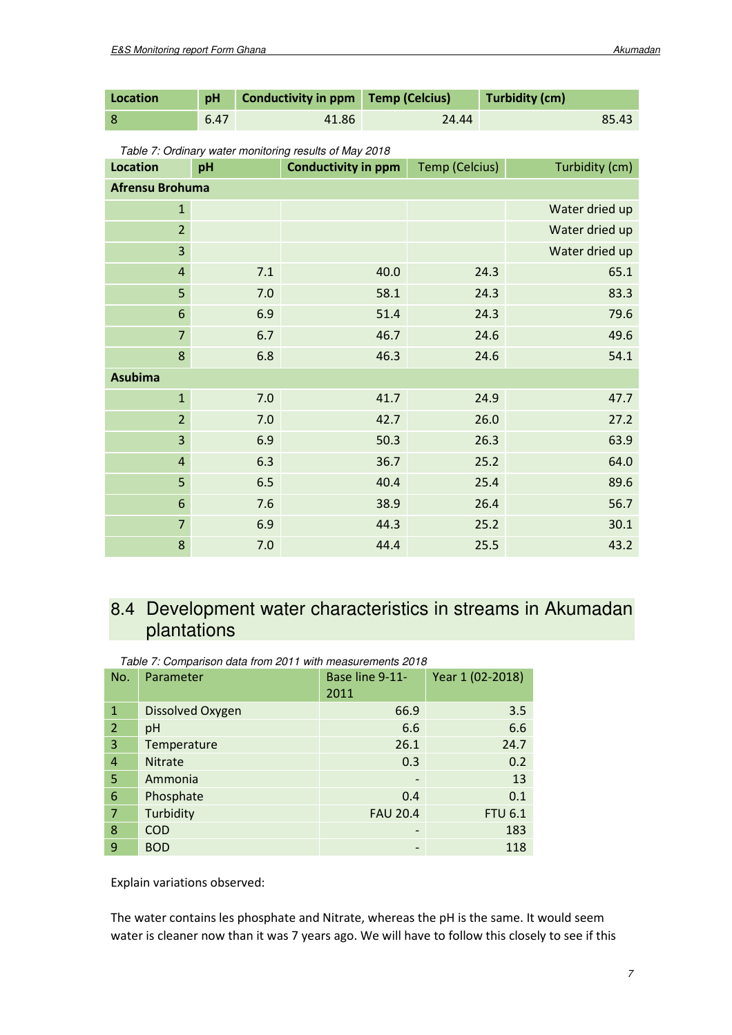| Location | pH | Conductivity in ppm | Temp (Celcius) | Turbidity (cm) |
|---|---|---|---|---|
| 8 | 6.47 | 41.86 | 24.44 | 85.43 |

*Table 7: Ordinary water monitoring results of May 2018*

| Location | pH | Conductivity in ppm | Temp (Celcius) | Turbidity (cm) |
|---|---|---|---|---|
| **Afrensu Brohuma** | | | | |
| 1 | | | | Water dried up |
| 2 | | | | Water dried up |
| 3 | | | | Water dried up |
| 4 | 7.1 | 40.0 | 24.3 | 65.1 |
| 5 | 7.0 | 58.1 | 24.3 | 83.3 |
| 6 | 6.9 | 51.4 | 24.3 | 79.6 |
| 7 | 6.7 | 46.7 | 24.6 | 49.6 |
| 8 | 6.8 | 46.3 | 24.6 | 54.1 |
| **Asubima** | | | | |
| 1 | 7.0 | 41.7 | 24.9 | 47.7 |
| 2 | 7.0 | 42.7 | 26.0 | 27.2 |
| 3 | 6.9 | 50.3 | 26.3 | 63.9 |
| 4 | 6.3 | 36.7 | 25.2 | 64.0 |
| 5 | 6.5 | 40.4 | 25.4 | 89.6 |
| 6 | 7.6 | 38.9 | 26.4 | 56.7 |
| 7 | 6.9 | 44.3 | 25.2 | 30.1 |
| 8 | 7.0 | 44.4 | 25.5 | 43.2 |

## 8.4 Development water characteristics in streams in Akumadan plantations

*Table 7: Comparison data from 2011 with measurements 2018*

| No. | Parameter | Base line 9-11-2011 | Year 1 (02-2018) |
|---|---|---|---|
| 1 | Dissolved Oxygen | 66.9 | 3.5 |
| 2 | pH | 6.6 | 6.6 |
| 3 | Temperature | 26.1 | 24.7 |
| 4 | Nitrate | 0.3 | 0.2 |
| 5 | Ammonia | - | 13 |
| 6 | Phosphate | 0.4 | 0.1 |
| 7 | Turbidity | FAU 20.4 | FTU 6.1 |
| 8 | COD | - | 183 |
| 9 | BOD | - | 118 |

Explain variations observed:

The water contains les phosphate and Nitrate, whereas the pH is the same. It would seem water is cleaner now than it was 7 years ago. We will have to follow this closely to see if this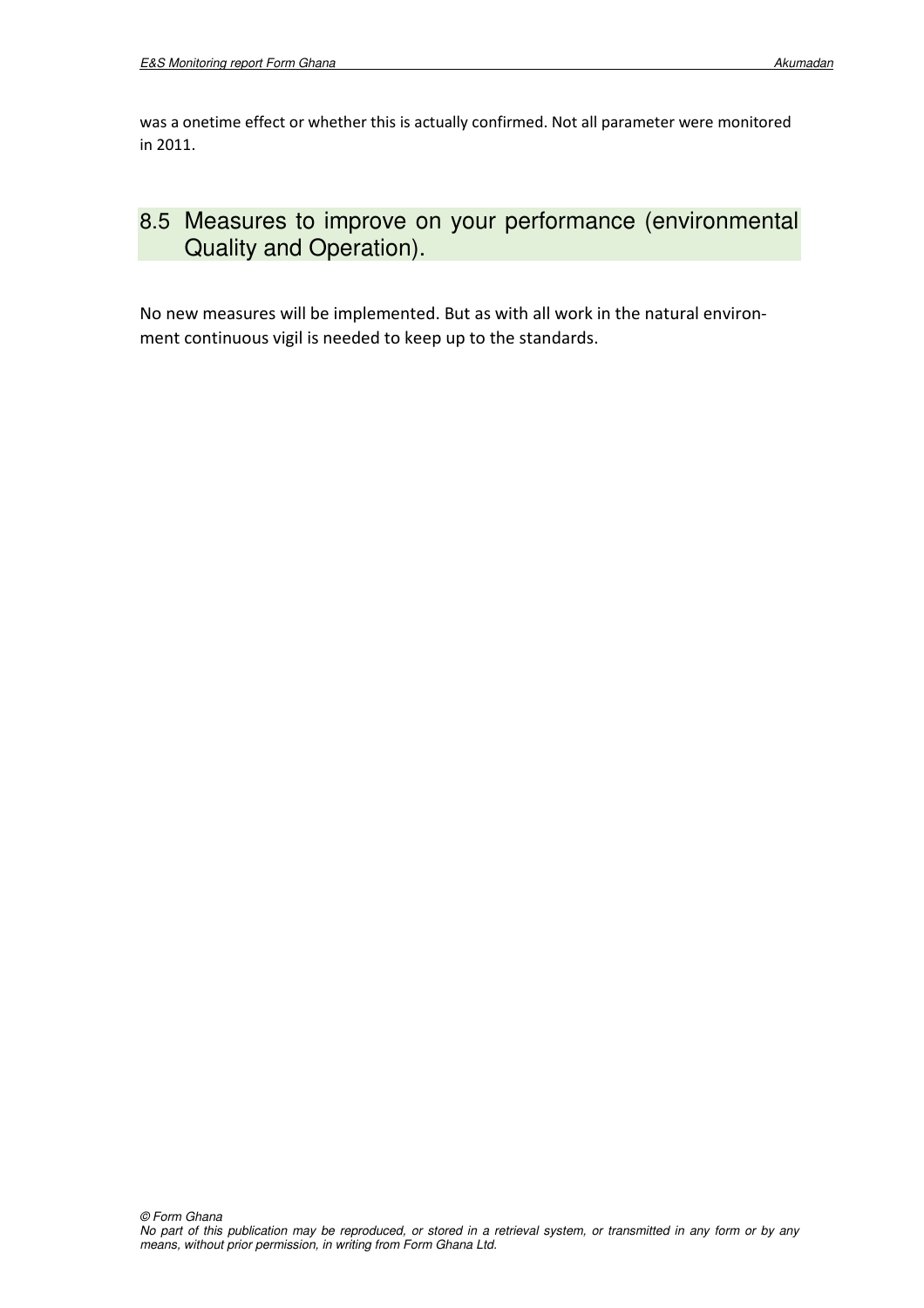was a onetime effect or whether this is actually confirmed. Not all parameter were monitored in 2011.

## 8.5 Measures to improve on your performance (environmental Quality and Operation).

No new measures will be implemented. But as with all work in the natural environment continuous vigil is needed to keep up to the standards.

© Form Ghana
No part of this publication may be reproduced, or stored in a retrieval system, or transmitted in any form or by any means, without prior permission, in writing from Form Ghana Ltd.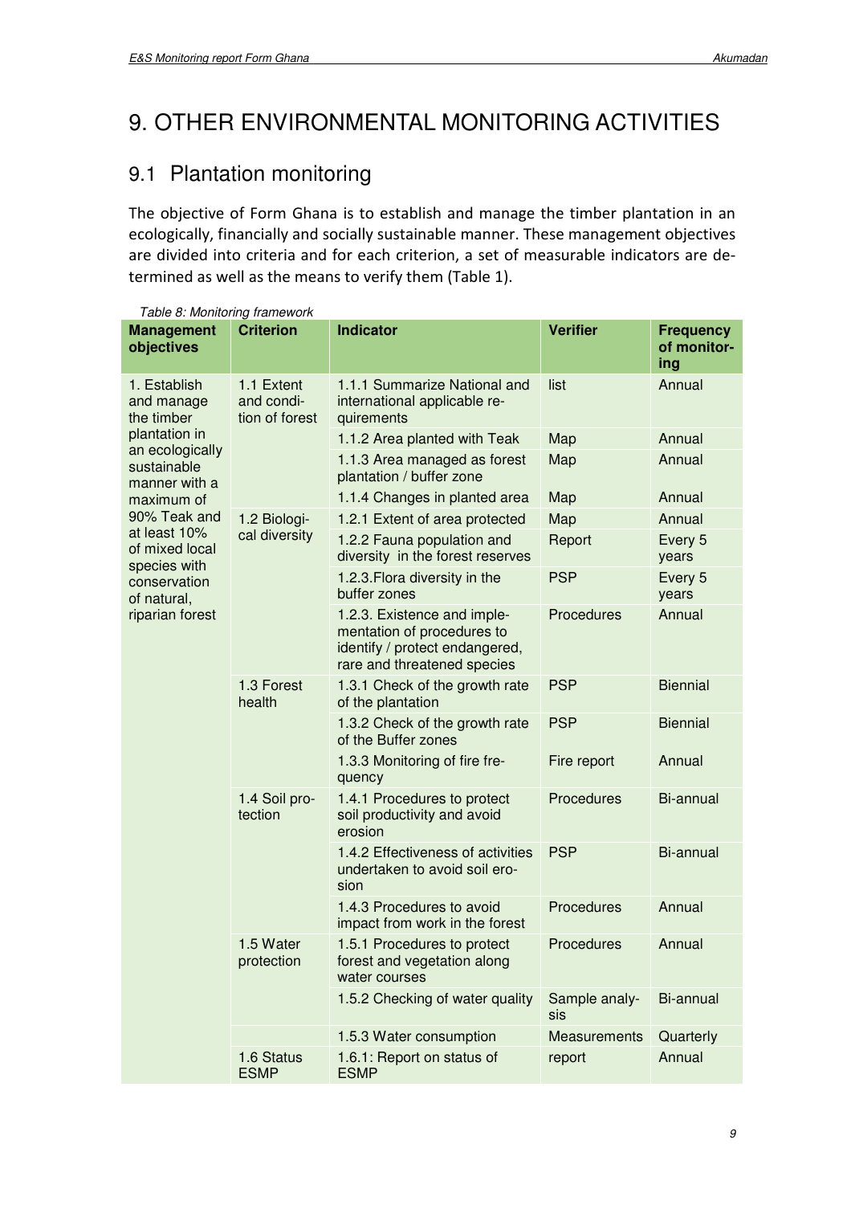# 9. OTHER ENVIRONMENTAL MONITORING ACTIVITIES

## 9.1 Plantation monitoring

The objective of Form Ghana is to establish and manage the timber plantation in an ecologically, financially and socially sustainable manner. These management objectives are divided into criteria and for each criterion, a set of measurable indicators are determined as well as the means to verify them (Table 1).

*Table 8: Monitoring framework*

| Management objectives | Criterion | Indicator | Verifier | Frequency of monitoring |
|---|---|---|---|---|
| 1. Establish and manage the timber plantation in an ecologically sustainable manner with a maximum of 90% Teak and at least 10% of mixed local species with conservation of natural, riparian forest | 1.1 Extent and condition of forest | 1.1.1 Summarize National and international applicable requirements | list | Annual |
| | | 1.1.2 Area planted with Teak | Map | Annual |
| | | 1.1.3 Area managed as forest plantation / buffer zone | Map | Annual |
| | | 1.1.4 Changes in planted area | Map | Annual |
| | 1.2 Biological diversity | 1.2.1 Extent of area protected | Map | Annual |
| | | 1.2.2 Fauna population and diversity in the forest reserves | Report | Every 5 years |
| | | 1.2.3.Flora diversity in the buffer zones | PSP | Every 5 years |
| | | 1.2.3. Existence and implementation of procedures to identify / protect endangered, rare and threatened species | Procedures | Annual |
| | 1.3 Forest health | 1.3.1 Check of the growth rate of the plantation | PSP | Biennial |
| | | 1.3.2 Check of the growth rate of the Buffer zones | PSP | Biennial |
| | | 1.3.3 Monitoring of fire frequency | Fire report | Annual |
| | 1.4 Soil protection | 1.4.1 Procedures to protect soil productivity and avoid erosion | Procedures | Bi-annual |
| | | 1.4.2 Effectiveness of activities undertaken to avoid soil erosion | PSP | Bi-annual |
| | | 1.4.3 Procedures to avoid impact from work in the forest | Procedures | Annual |
| | 1.5 Water protection | 1.5.1 Procedures to protect forest and vegetation along water courses | Procedures | Annual |
| | | 1.5.2 Checking of water quality | Sample analysis | Bi-annual |
| | | 1.5.3 Water consumption | Measurements | Quarterly |
| | 1.6 Status ESMP | 1.6.1: Report on status of ESMP | report | Annual |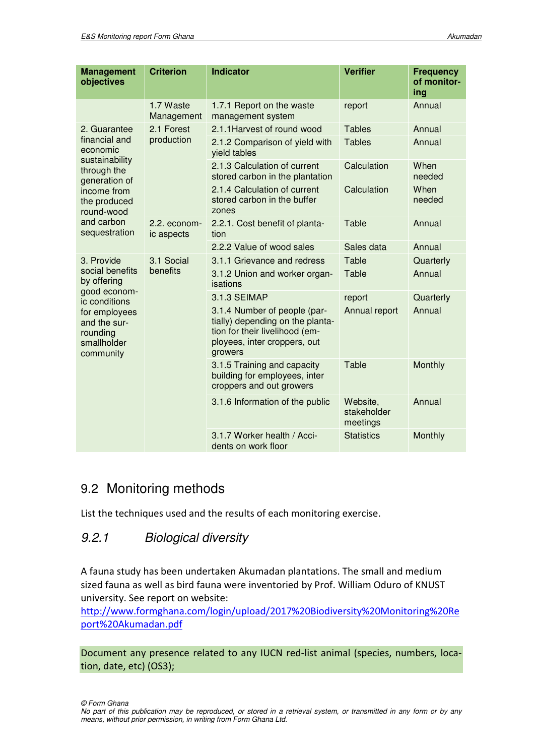| Management objectives | Criterion | Indicator | Verifier | Frequency of monitor-ing |
|---|---|---|---|---|
| | 1.7 Waste Management | 1.7.1 Report on the waste management system | report | Annual |
| 2. Guarantee financial and economic sustainability through the generation of income from the produced round-wood and carbon sequestration | 2.1 Forest production | 2.1.1Harvest of round wood | Tables | Annual |
| | | 2.1.2 Comparison of yield with yield tables | Tables | Annual |
| | | 2.1.3 Calculation of current stored carbon in the plantation | Calculation | When needed |
| | | 2.1.4 Calculation of current stored carbon in the buffer zones | Calculation | When needed |
| | 2.2. econom-ic aspects | 2.2.1. Cost benefit of planta-tion | Table | Annual |
| | | 2.2.2 Value of wood sales | Sales data | Annual |
| 3. Provide social benefits by offering good econom-ic conditions for employees and the sur-rounding smallholder community | 3.1 Social benefits | 3.1.1 Grievance and redress | Table | Quarterly |
| | | 3.1.2 Union and worker organ-isations | Table | Annual |
| | | 3.1.3 SEIMAP | report | Quarterly |
| | | 3.1.4 Number of people (par-tially) depending on the planta-tion for their livelihood (em-ployees, inter croppers, out growers | Annual report | Annual |
| | | 3.1.5 Training and capacity building for employees, inter croppers and out growers | Table | Monthly |
| | | 3.1.6 Information of the public | Website, stakeholder meetings | Annual |
| | | 3.1.7 Worker health / Acci-dents on work floor | Statistics | Monthly |

## 9.2 Monitoring methods

List the techniques used and the results of each monitoring exercise.

### *9.2.1 Biological diversity*

A fauna study has been undertaken Akumadan plantations. The small and medium sized fauna as well as bird fauna were inventoried by Prof. William Oduro of KNUST university. See report on website:
http://www.formghana.com/login/upload/2017%20Biodiversity%20Monitoring%20Report%20Akumadan.pdf

Document any presence related to any IUCN red-list animal (species, numbers, loca-tion, date, etc) (OS3);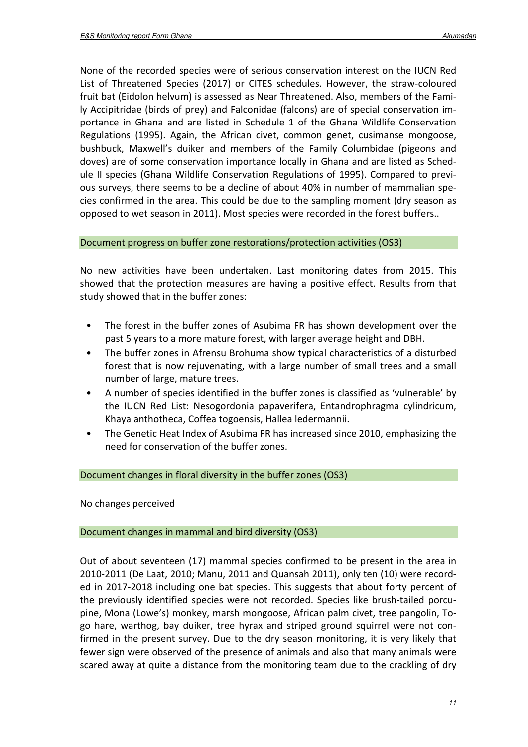None of the recorded species were of serious conservation interest on the IUCN Red List of Threatened Species (2017) or CITES schedules. However, the straw-coloured fruit bat (Eidolon helvum) is assessed as Near Threatened. Also, members of the Family Accipitridae (birds of prey) and Falconidae (falcons) are of special conservation importance in Ghana and are listed in Schedule 1 of the Ghana Wildlife Conservation Regulations (1995). Again, the African civet, common genet, cusimanse mongoose, bushbuck, Maxwell's duiker and members of the Family Columbidae (pigeons and doves) are of some conservation importance locally in Ghana and are listed as Schedule II species (Ghana Wildlife Conservation Regulations of 1995). Compared to previous surveys, there seems to be a decline of about 40% in number of mammalian species confirmed in the area. This could be due to the sampling moment (dry season as opposed to wet season in 2011). Most species were recorded in the forest buffers..

### Document progress on buffer zone restorations/protection activities (OS3)

No new activities have been undertaken. Last monitoring dates from 2015. This showed that the protection measures are having a positive effect. Results from that study showed that in the buffer zones:

- The forest in the buffer zones of Asubima FR has shown development over the past 5 years to a more mature forest, with larger average height and DBH.
- The buffer zones in Afrensu Brohuma show typical characteristics of a disturbed forest that is now rejuvenating, with a large number of small trees and a small number of large, mature trees.
- A number of species identified in the buffer zones is classified as 'vulnerable' by the IUCN Red List: Nesogordonia papaverifera, Entandrophragma cylindricum, Khaya anthotheca, Coffea togoensis, Hallea ledermannii.
- The Genetic Heat Index of Asubima FR has increased since 2010, emphasizing the need for conservation of the buffer zones.

### Document changes in floral diversity in the buffer zones (OS3)

No changes perceived

### Document changes in mammal and bird diversity (OS3)

Out of about seventeen (17) mammal species confirmed to be present in the area in 2010-2011 (De Laat, 2010; Manu, 2011 and Quansah 2011), only ten (10) were recorded in 2017-2018 including one bat species. This suggests that about forty percent of the previously identified species were not recorded. Species like brush-tailed porcupine, Mona (Lowe's) monkey, marsh mongoose, African palm civet, tree pangolin, Togo hare, warthog, bay duiker, tree hyrax and striped ground squirrel were not confirmed in the present survey. Due to the dry season monitoring, it is very likely that fewer sign were observed of the presence of animals and also that many animals were scared away at quite a distance from the monitoring team due to the crackling of dry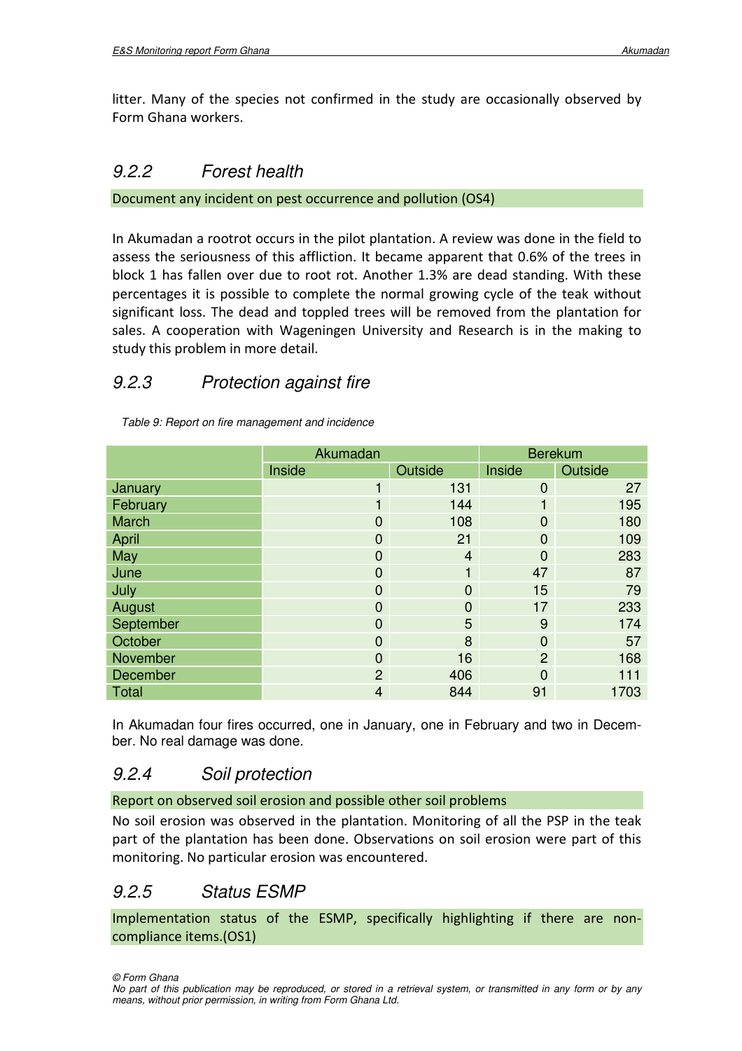litter. Many of the species not confirmed in the study are occasionally observed by Form Ghana workers.

### 9.2.2 Forest health

Document any incident on pest occurrence and pollution (OS4)

In Akumadan a rootrot occurs in the pilot plantation. A review was done in the field to assess the seriousness of this affliction. It became apparent that 0.6% of the trees in block 1 has fallen over due to root rot. Another 1.3% are dead standing. With these percentages it is possible to complete the normal growing cycle of the teak without significant loss. The dead and toppled trees will be removed from the plantation for sales. A cooperation with Wageningen University and Research is in the making to study this problem in more detail.

### 9.2.3 Protection against fire

*Table 9: Report on fire management and incidence*

| | Akumadan | | Berekum | |
|---|---|---|---|---|
| | Inside | Outside | Inside | Outside |
| January | 1 | 131 | 0 | 27 |
| February | 1 | 144 | 1 | 195 |
| March | 0 | 108 | 0 | 180 |
| April | 0 | 21 | 0 | 109 |
| May | 0 | 4 | 0 | 283 |
| June | 0 | 1 | 47 | 87 |
| July | 0 | 0 | 15 | 79 |
| August | 0 | 0 | 17 | 233 |
| September | 0 | 5 | 9 | 174 |
| October | 0 | 8 | 0 | 57 |
| November | 0 | 16 | 2 | 168 |
| December | 2 | 406 | 0 | 111 |
| Total | 4 | 844 | 91 | 1703 |

In Akumadan four fires occurred, one in January, one in February and two in December. No real damage was done.

### 9.2.4 Soil protection

Report on observed soil erosion and possible other soil problems

No soil erosion was observed in the plantation. Monitoring of all the PSP in the teak part of the plantation has been done. Observations on soil erosion were part of this monitoring. No particular erosion was encountered.

### 9.2.5 Status ESMP

Implementation status of the ESMP, specifically highlighting if there are non-compliance items.(OS1)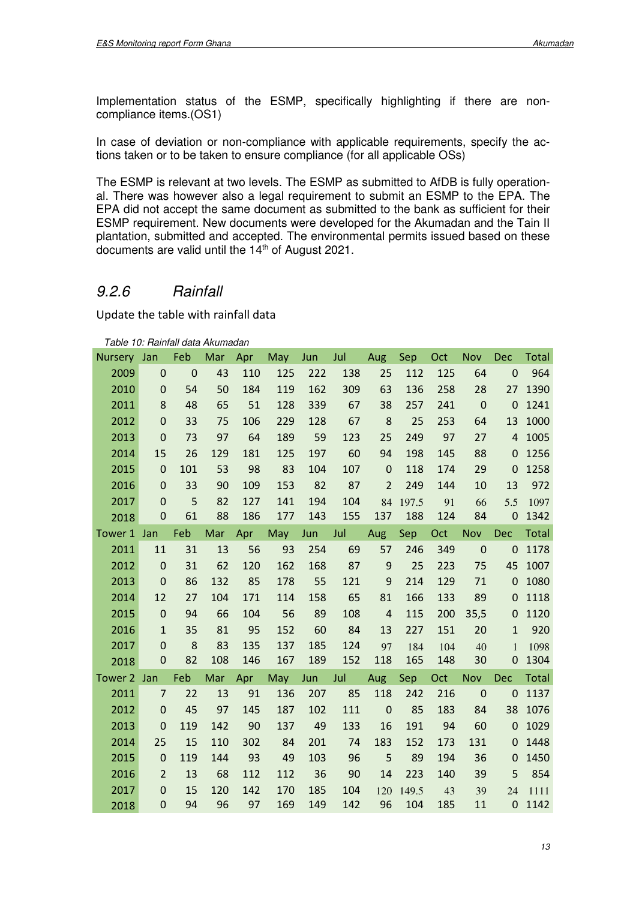Implementation status of the ESMP, specifically highlighting if there are non-compliance items.(OS1)

In case of deviation or non-compliance with applicable requirements, specify the actions taken or to be taken to ensure compliance (for all applicable OSs)

The ESMP is relevant at two levels. The ESMP as submitted to AfDB is fully operational. There was however also a legal requirement to submit an ESMP to the EPA. The EPA did not accept the same document as submitted to the bank as sufficient for their ESMP requirement. New documents were developed for the Akumadan and the Tain II plantation, submitted and accepted. The environmental permits issued based on these documents are valid until the 14th of August 2021.

### 9.2.6 Rainfall

Update the table with rainfall data

*Table 10: Rainfall data Akumadan*

| Nursery | Jan | Feb | Mar | Apr | May | Jun | Jul | Aug | Sep | Oct | Nov | Dec | Total |
|---|---|---|---|---|---|---|---|---|---|---|---|---|---|
| 2009 | 0 | 0 | 43 | 110 | 125 | 222 | 138 | 25 | 112 | 125 | 64 | 0 | 964 |
| 2010 | 0 | 54 | 50 | 184 | 119 | 162 | 309 | 63 | 136 | 258 | 28 | 27 | 1390 |
| 2011 | 8 | 48 | 65 | 51 | 128 | 339 | 67 | 38 | 257 | 241 | 0 | 0 | 1241 |
| 2012 | 0 | 33 | 75 | 106 | 229 | 128 | 67 | 8 | 25 | 253 | 64 | 13 | 1000 |
| 2013 | 0 | 73 | 97 | 64 | 189 | 59 | 123 | 25 | 249 | 97 | 27 | 4 | 1005 |
| 2014 | 15 | 26 | 129 | 181 | 125 | 197 | 60 | 94 | 198 | 145 | 88 | 0 | 1256 |
| 2015 | 0 | 101 | 53 | 98 | 83 | 104 | 107 | 0 | 118 | 174 | 29 | 0 | 1258 |
| 2016 | 0 | 33 | 90 | 109 | 153 | 82 | 87 | 2 | 249 | 144 | 10 | 13 | 972 |
| 2017 | 0 | 5 | 82 | 127 | 141 | 194 | 104 | 84 | 197.5 | 91 | 66 | 5.5 | 1097 |
| 2018 | 0 | 61 | 88 | 186 | 177 | 143 | 155 | 137 | 188 | 124 | 84 | 0 | 1342 |
| **Tower 1** | **Jan** | **Feb** | **Mar** | **Apr** | **May** | **Jun** | **Jul** | **Aug** | **Sep** | **Oct** | **Nov** | **Dec** | **Total** |
| 2011 | 11 | 31 | 13 | 56 | 93 | 254 | 69 | 57 | 246 | 349 | 0 | 0 | 1178 |
| 2012 | 0 | 31 | 62 | 120 | 162 | 168 | 87 | 9 | 25 | 223 | 75 | 45 | 1007 |
| 2013 | 0 | 86 | 132 | 85 | 178 | 55 | 121 | 9 | 214 | 129 | 71 | 0 | 1080 |
| 2014 | 12 | 27 | 104 | 171 | 114 | 158 | 65 | 81 | 166 | 133 | 89 | 0 | 1118 |
| 2015 | 0 | 94 | 66 | 104 | 56 | 89 | 108 | 4 | 115 | 200 | 35,5 | 0 | 1120 |
| 2016 | 1 | 35 | 81 | 95 | 152 | 60 | 84 | 13 | 227 | 151 | 20 | 1 | 920 |
| 2017 | 0 | 8 | 83 | 135 | 137 | 185 | 124 | 97 | 184 | 104 | 40 | 1 | 1098 |
| 2018 | 0 | 82 | 108 | 146 | 167 | 189 | 152 | 118 | 165 | 148 | 30 | 0 | 1304 |
| **Tower 2** | **Jan** | **Feb** | **Mar** | **Apr** | **May** | **Jun** | **Jul** | **Aug** | **Sep** | **Oct** | **Nov** | **Dec** | **Total** |
| 2011 | 7 | 22 | 13 | 91 | 136 | 207 | 85 | 118 | 242 | 216 | 0 | 0 | 1137 |
| 2012 | 0 | 45 | 97 | 145 | 187 | 102 | 111 | 0 | 85 | 183 | 84 | 38 | 1076 |
| 2013 | 0 | 119 | 142 | 90 | 137 | 49 | 133 | 16 | 191 | 94 | 60 | 0 | 1029 |
| 2014 | 25 | 15 | 110 | 302 | 84 | 201 | 74 | 183 | 152 | 173 | 131 | 0 | 1448 |
| 2015 | 0 | 119 | 144 | 93 | 49 | 103 | 96 | 5 | 89 | 194 | 36 | 0 | 1450 |
| 2016 | 2 | 13 | 68 | 112 | 112 | 36 | 90 | 14 | 223 | 140 | 39 | 5 | 854 |
| 2017 | 0 | 15 | 120 | 142 | 170 | 185 | 104 | 120 | 149.5 | 43 | 39 | 24 | 1111 |
| 2018 | 0 | 94 | 96 | 97 | 169 | 149 | 142 | 96 | 104 | 185 | 11 | 0 | 1142 |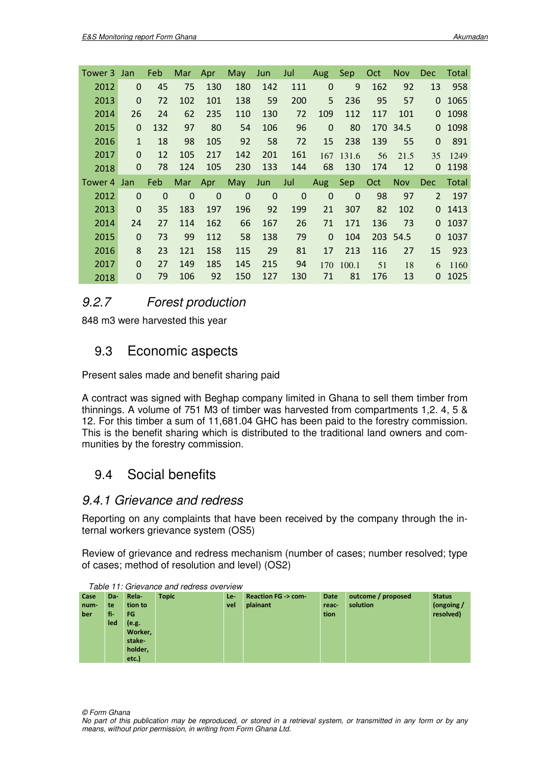| Tower 3 | Jan | Feb | Mar | Apr | May | Jun | Jul | Aug | Sep | Oct | Nov | Dec | Total |
|---|---|---|---|---|---|---|---|---|---|---|---|---|---|
| 2012 | 0 | 45 | 75 | 130 | 180 | 142 | 111 | 0 | 9 | 162 | 92 | 13 | 958 |
| 2013 | 0 | 72 | 102 | 101 | 138 | 59 | 200 | 5 | 236 | 95 | 57 | 0 | 1065 |
| 2014 | 26 | 24 | 62 | 235 | 110 | 130 | 72 | 109 | 112 | 117 | 101 | 0 | 1098 |
| 2015 | 0 | 132 | 97 | 80 | 54 | 106 | 96 | 0 | 80 | 170 | 34.5 | 0 | 1098 |
| 2016 | 1 | 18 | 98 | 105 | 92 | 58 | 72 | 15 | 238 | 139 | 55 | 0 | 891 |
| 2017 | 0 | 12 | 105 | 217 | 142 | 201 | 161 | 167 | 131.6 | 56 | 21.5 | 35 | 1249 |
| 2018 | 0 | 78 | 124 | 105 | 230 | 133 | 144 | 68 | 130 | 174 | 12 | 0 | 1198 |
| **Tower 4** | **Jan** | **Feb** | **Mar** | **Apr** | **May** | **Jun** | **Jul** | **Aug** | **Sep** | **Oct** | **Nov** | **Dec** | **Total** |
| 2012 | 0 | 0 | 0 | 0 | 0 | 0 | 0 | 0 | 0 | 98 | 97 | 2 | 197 |
| 2013 | 0 | 35 | 183 | 197 | 196 | 92 | 199 | 21 | 307 | 82 | 102 | 0 | 1413 |
| 2014 | 24 | 27 | 114 | 162 | 66 | 167 | 26 | 71 | 171 | 136 | 73 | 0 | 1037 |
| 2015 | 0 | 73 | 99 | 112 | 58 | 138 | 79 | 0 | 104 | 203 | 54.5 | 0 | 1037 |
| 2016 | 8 | 23 | 121 | 158 | 115 | 29 | 81 | 17 | 213 | 116 | 27 | 15 | 923 |
| 2017 | 0 | 27 | 149 | 185 | 145 | 215 | 94 | 170 | 100.1 | 51 | 18 | 6 | 1160 |
| 2018 | 0 | 79 | 106 | 92 | 150 | 127 | 130 | 71 | 81 | 176 | 13 | 0 | 1025 |

### *9.2.7 Forest production*

848 m3 were harvested this year

## 9.3 Economic aspects

Present sales made and benefit sharing paid

A contract was signed with Beghap company limited in Ghana to sell them timber from thinnings. A volume of 751 M3 of timber was harvested from compartments 1,2. 4, 5 & 12. For this timber a sum of 11,681.04 GHC has been paid to the forestry commission. This is the benefit sharing which is distributed to the traditional land owners and communities by the forestry commission.

## 9.4 Social benefits

### *9.4.1 Grievance and redress*

Reporting on any complaints that have been received by the company through the internal workers grievance system (OS5)

Review of grievance and redress mechanism (number of cases; number resolved; type of cases; method of resolution and level) (OS2)

*Table 11: Grievance and redress overview*

| Case number | Date filed | Relation to FG (e.g. Worker, stakeholder, etc.) | Topic | Level | Reaction FG -> complainant | Date reaction | outcome / proposed solution | Status (ongoing / resolved) |
|---|---|---|---|---|---|---|---|---|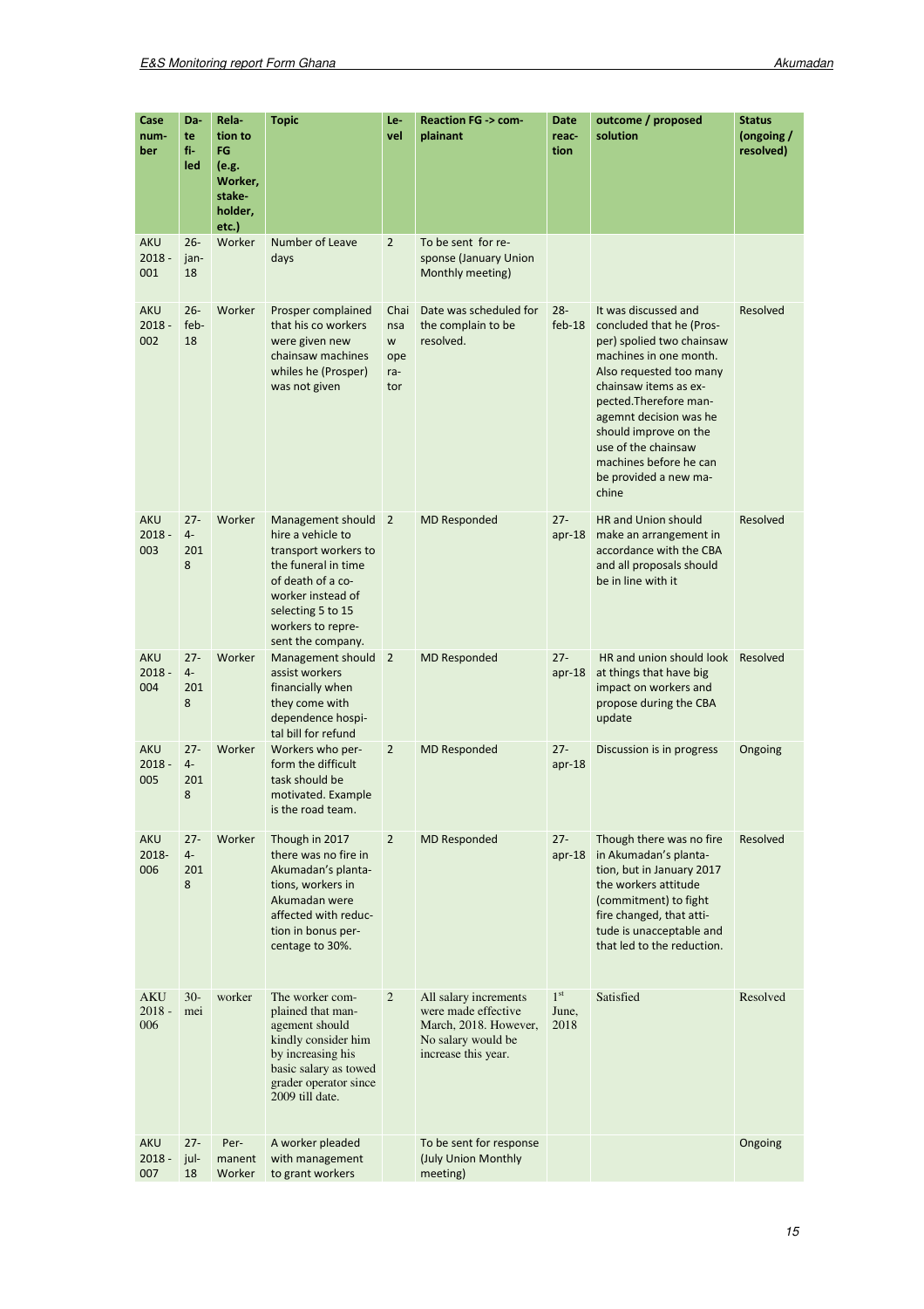| Case number | Date filed | Relation to FG (e.g. Worker, stakeholder, etc.) | Topic | Level | Reaction FG -> complainant | Date reaction | outcome / proposed solution | Status (ongoing / resolved) |
|---|---|---|---|---|---|---|---|---|
| AKU 2018 - 001 | 26-jan-18 | Worker | Number of Leave days | 2 | To be sent for response (January Union Monthly meeting) | | | |
| AKU 2018 - 002 | 26-feb-18 | Worker | Prosper complained that his co workers were given new chainsaw machines whiles he (Prosper) was not given | Chainsaw operator | Date was scheduled for the complain to be resolved. | 28-feb-18 | It was discussed and concluded that he (Prosper) spolied two chainsaw machines in one month. Also requested too many chainsaw items as expected.Therefore managemnt decision was he should improve on the use of the chainsaw machines before he can be provided a new machine | Resolved |
| AKU 2018 - 003 | 27-4-2018 | Worker | Management should hire a vehicle to transport workers to the funeral in time of death of a coworker instead of selecting 5 to 15 workers to represent the company. | 2 | MD Responded | 27-apr-18 | HR and Union should make an arrangement in accordance with the CBA and all proposals should be in line with it | Resolved |
| AKU 2018 - 004 | 27-4-2018 | Worker | Management should assist workers financially when they come with dependence hospital bill for refund | 2 | MD Responded | 27-apr-18 | HR and union should look at things that have big impact on workers and propose during the CBA update | Resolved |
| AKU 2018 - 005 | 27-4-2018 | Worker | Workers who perform the difficult task should be motivated. Example is the road team. | 2 | MD Responded | 27-apr-18 | Discussion is in progress | Ongoing |
| AKU 2018- 006 | 27-4-2018 | Worker | Though in 2017 there was no fire in Akumadan's plantations, workers in Akumadan were affected with reduction in bonus percentage to 30%. | 2 | MD Responded | 27-apr-18 | Though there was no fire in Akumadan's plantation, but in January 2017 the workers attitude (commitment) to fight fire changed, that attitude is unacceptable and that led to the reduction. | Resolved |
| AKU 2018 - 006 | 30-mei | worker | The worker complained that management should kindly consider him by increasing his basic salary as towed grader operator since 2009 till date. | 2 | All salary increments were made effective March, 2018. However, No salary would be increase this year. | 1st June, 2018 | Satisfied | Resolved |
| AKU 2018 - 007 | 27-jul-18 | Permanent Worker | A worker pleaded with management to grant workers | | To be sent for response (July Union Monthly meeting) | | | Ongoing |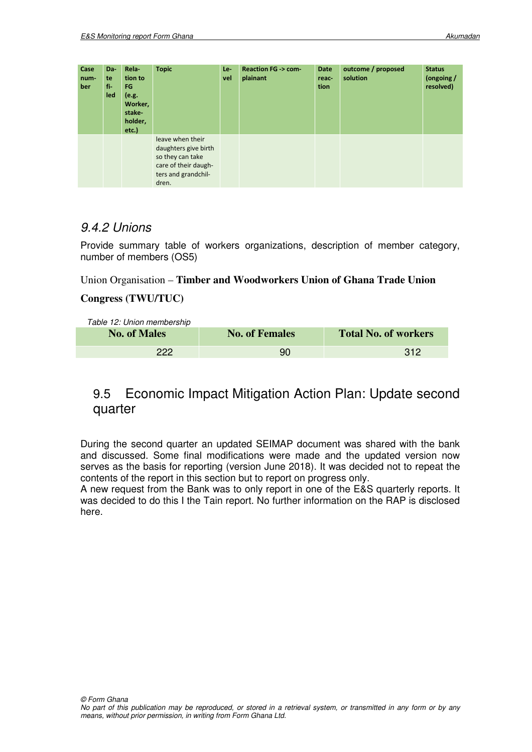| Case number | Date filed | Relation to FG (e.g. Worker, stakeholder, etc.) | Topic | Level | Reaction FG -> complainant | Date reaction | outcome / proposed solution | Status (ongoing / resolved) |
|---|---|---|---|---|---|---|---|---|
| | | | leave when their daughters give birth so they can take care of their daughters and grandchildren. | | | | | |

### 9.4.2 Unions

Provide summary table of workers organizations, description of member category, number of members (OS5)

Union Organisation – **Timber and Woodworkers Union of Ghana Trade Union Congress (TWU/TUC)**

*Table 12: Union membership*

| No. of Males | No. of Females | Total No. of workers |
|---|---|---|
| 222 | 90 | 312 |

## 9.5 Economic Impact Mitigation Action Plan: Update second quarter

During the second quarter an updated SEIMAP document was shared with the bank and discussed. Some final modifications were made and the updated version now serves as the basis for reporting (version June 2018). It was decided not to repeat the contents of the report in this section but to report on progress only.
A new request from the Bank was to only report in one of the E&S quarterly reports. It was decided to do this I the Tain report. No further information on the RAP is disclosed here.

© Form Ghana
*No part of this publication may be reproduced, or stored in a retrieval system, or transmitted in any form or by any means, without prior permission, in writing from Form Ghana Ltd.*